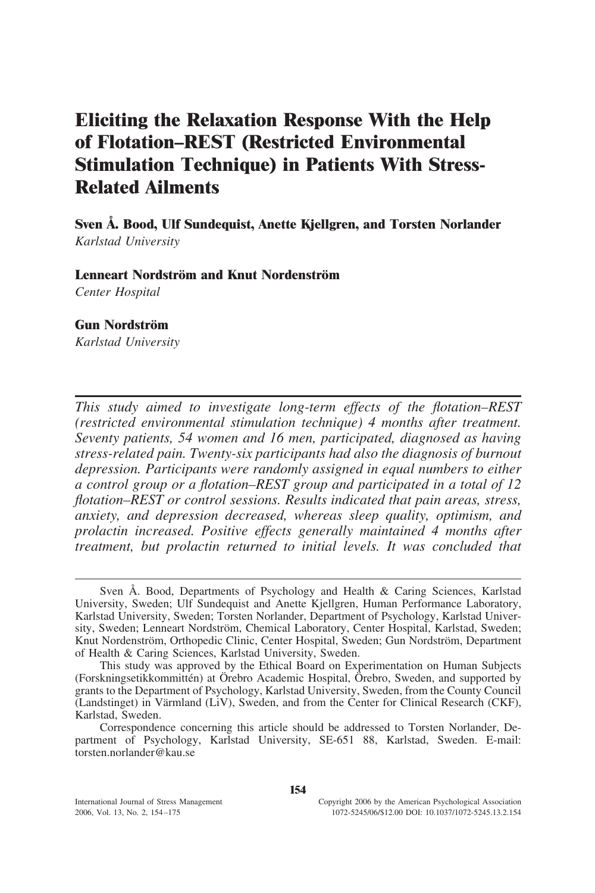# Eliciting the Relaxation Response With the Help of Flotation–REST (Restricted Environmental Stimulation Technique) in Patients With Stress-Related Ailments

**Sven Å. Bood, Ulf Sundequist, Anette Kjellgren, and Torsten Norlander**
*Karlstad University*

**Lenneart Nordström and Knut Nordenström**
*Center Hospital*

**Gun Nordström**
*Karlstad University*

---

*This study aimed to investigate long-term effects of the flotation–REST (restricted environmental stimulation technique) 4 months after treatment. Seventy patients, 54 women and 16 men, participated, diagnosed as having stress-related pain. Twenty-six participants had also the diagnosis of burnout depression. Participants were randomly assigned in equal numbers to either a control group or a flotation–REST group and participated in a total of 12 flotation–REST or control sessions. Results indicated that pain areas, stress, anxiety, and depression decreased, whereas sleep quality, optimism, and prolactin increased. Positive effects generally maintained 4 months after treatment, but prolactin returned to initial levels. It was concluded that*

---

Sven Å. Bood, Departments of Psychology and Health & Caring Sciences, Karlstad University, Sweden; Ulf Sundequist and Anette Kjellgren, Human Performance Laboratory, Karlstad University, Sweden; Torsten Norlander, Department of Psychology, Karlstad University, Sweden; Lenneart Nordström, Chemical Laboratory, Center Hospital, Karlstad, Sweden; Knut Nordenström, Orthopedic Clinic, Center Hospital, Sweden; Gun Nordström, Department of Health & Caring Sciences, Karlstad University, Sweden.

This study was approved by the Ethical Board on Experimentation on Human Subjects (Forskningsetikkommittén) at Örebro Academic Hospital, Örebro, Sweden, and supported by grants to the Department of Psychology, Karlstad University, Sweden, from the County Council (Landstinget) in Värmland (LiV), Sweden, and from the Center for Clinical Research (CKF), Karlstad, Sweden.

Correspondence concerning this article should be addressed to Torsten Norlander, Department of Psychology, Karlstad University, SE-651 88, Karlstad, Sweden. E-mail: torsten.norlander@kau.se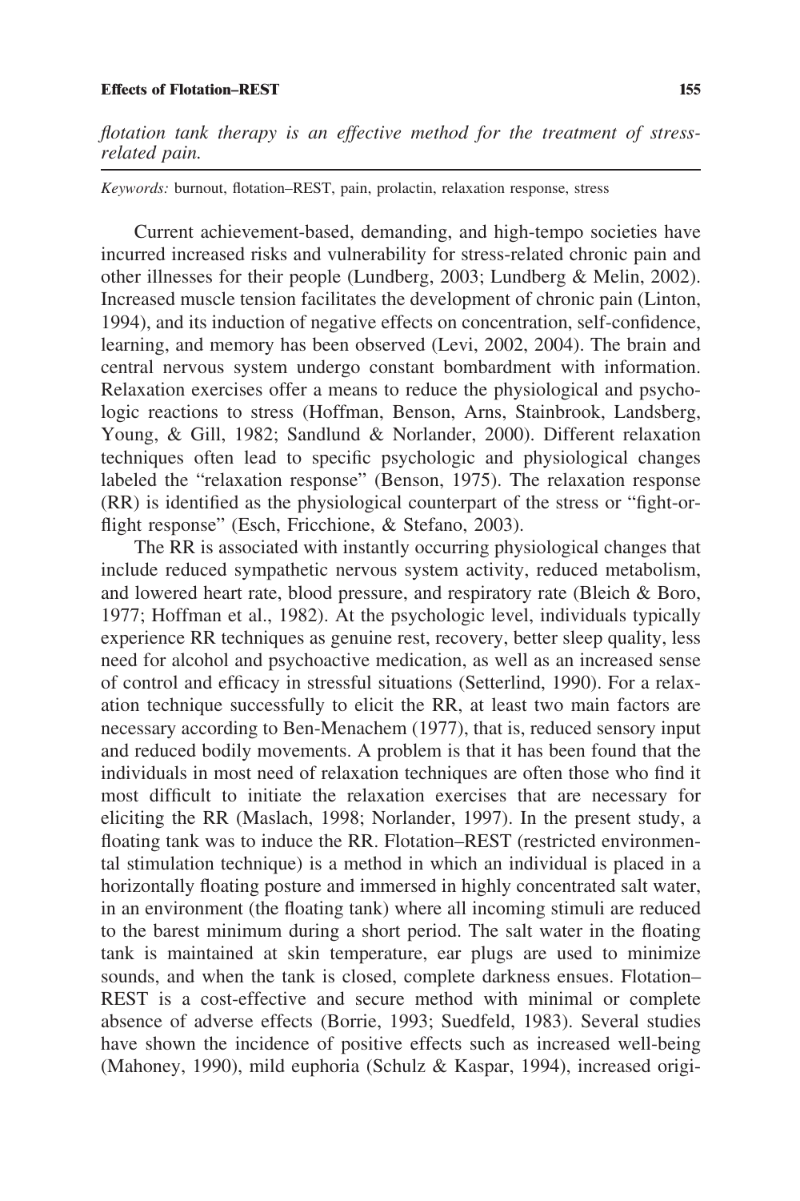*flotation tank therapy is an effective method for the treatment of stress-related pain.*

*Keywords:* burnout, flotation–REST, pain, prolactin, relaxation response, stress

Current achievement-based, demanding, and high-tempo societies have incurred increased risks and vulnerability for stress-related chronic pain and other illnesses for their people (Lundberg, 2003; Lundberg & Melin, 2002). Increased muscle tension facilitates the development of chronic pain (Linton, 1994), and its induction of negative effects on concentration, self-confidence, learning, and memory has been observed (Levi, 2002, 2004). The brain and central nervous system undergo constant bombardment with information. Relaxation exercises offer a means to reduce the physiological and psychologic reactions to stress (Hoffman, Benson, Arns, Stainbrook, Landsberg, Young, & Gill, 1982; Sandlund & Norlander, 2000). Different relaxation techniques often lead to specific psychologic and physiological changes labeled the "relaxation response" (Benson, 1975). The relaxation response (RR) is identified as the physiological counterpart of the stress or "fight-or-flight response" (Esch, Fricchione, & Stefano, 2003).

The RR is associated with instantly occurring physiological changes that include reduced sympathetic nervous system activity, reduced metabolism, and lowered heart rate, blood pressure, and respiratory rate (Bleich & Boro, 1977; Hoffman et al., 1982). At the psychologic level, individuals typically experience RR techniques as genuine rest, recovery, better sleep quality, less need for alcohol and psychoactive medication, as well as an increased sense of control and efficacy in stressful situations (Setterlind, 1990). For a relaxation technique successfully to elicit the RR, at least two main factors are necessary according to Ben-Menachem (1977), that is, reduced sensory input and reduced bodily movements. A problem is that it has been found that the individuals in most need of relaxation techniques are often those who find it most difficult to initiate the relaxation exercises that are necessary for eliciting the RR (Maslach, 1998; Norlander, 1997). In the present study, a floating tank was to induce the RR. Flotation–REST (restricted environmental stimulation technique) is a method in which an individual is placed in a horizontally floating posture and immersed in highly concentrated salt water, in an environment (the floating tank) where all incoming stimuli are reduced to the barest minimum during a short period. The salt water in the floating tank is maintained at skin temperature, ear plugs are used to minimize sounds, and when the tank is closed, complete darkness ensues. Flotation–REST is a cost-effective and secure method with minimal or complete absence of adverse effects (Borrie, 1993; Suedfeld, 1983). Several studies have shown the incidence of positive effects such as increased well-being (Mahoney, 1990), mild euphoria (Schulz & Kaspar, 1994), increased origi-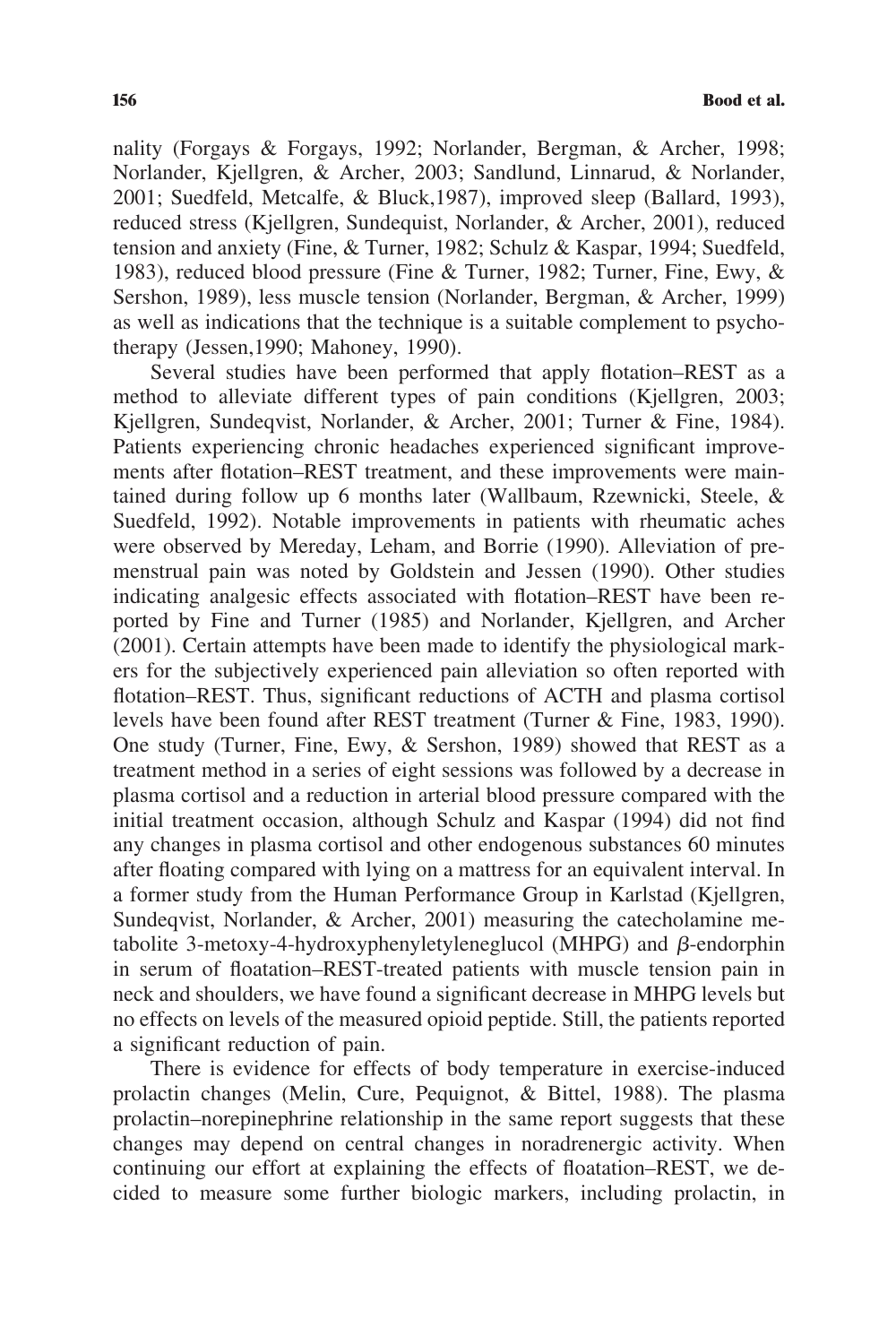nality (Forgays & Forgays, 1992; Norlander, Bergman, & Archer, 1998; Norlander, Kjellgren, & Archer, 2003; Sandlund, Linnarud, & Norlander, 2001; Suedfeld, Metcalfe, & Bluck,1987), improved sleep (Ballard, 1993), reduced stress (Kjellgren, Sundequist, Norlander, & Archer, 2001), reduced tension and anxiety (Fine, & Turner, 1982; Schulz & Kaspar, 1994; Suedfeld, 1983), reduced blood pressure (Fine & Turner, 1982; Turner, Fine, Ewy, & Sershon, 1989), less muscle tension (Norlander, Bergman, & Archer, 1999) as well as indications that the technique is a suitable complement to psychotherapy (Jessen,1990; Mahoney, 1990).

Several studies have been performed that apply flotation–REST as a method to alleviate different types of pain conditions (Kjellgren, 2003; Kjellgren, Sundeqvist, Norlander, & Archer, 2001; Turner & Fine, 1984). Patients experiencing chronic headaches experienced significant improvements after flotation–REST treatment, and these improvements were maintained during follow up 6 months later (Wallbaum, Rzewnicki, Steele, & Suedfeld, 1992). Notable improvements in patients with rheumatic aches were observed by Mereday, Leham, and Borrie (1990). Alleviation of premenstrual pain was noted by Goldstein and Jessen (1990). Other studies indicating analgesic effects associated with flotation–REST have been reported by Fine and Turner (1985) and Norlander, Kjellgren, and Archer (2001). Certain attempts have been made to identify the physiological markers for the subjectively experienced pain alleviation so often reported with flotation–REST. Thus, significant reductions of ACTH and plasma cortisol levels have been found after REST treatment (Turner & Fine, 1983, 1990). One study (Turner, Fine, Ewy, & Sershon, 1989) showed that REST as a treatment method in a series of eight sessions was followed by a decrease in plasma cortisol and a reduction in arterial blood pressure compared with the initial treatment occasion, although Schulz and Kaspar (1994) did not find any changes in plasma cortisol and other endogenous substances 60 minutes after floating compared with lying on a mattress for an equivalent interval. In a former study from the Human Performance Group in Karlstad (Kjellgren, Sundeqvist, Norlander, & Archer, 2001) measuring the catecholamine metabolite 3-metoxy-4-hydroxyphenyletyleneglucol (MHPG) and $\beta$-endorphin in serum of floatation–REST-treated patients with muscle tension pain in neck and shoulders, we have found a significant decrease in MHPG levels but no effects on levels of the measured opioid peptide. Still, the patients reported a significant reduction of pain.

There is evidence for effects of body temperature in exercise-induced prolactin changes (Melin, Cure, Pequignot, & Bittel, 1988). The plasma prolactin–norepinephrine relationship in the same report suggests that these changes may depend on central changes in noradrenergic activity. When continuing our effort at explaining the effects of floatation–REST, we decided to measure some further biologic markers, including prolactin, in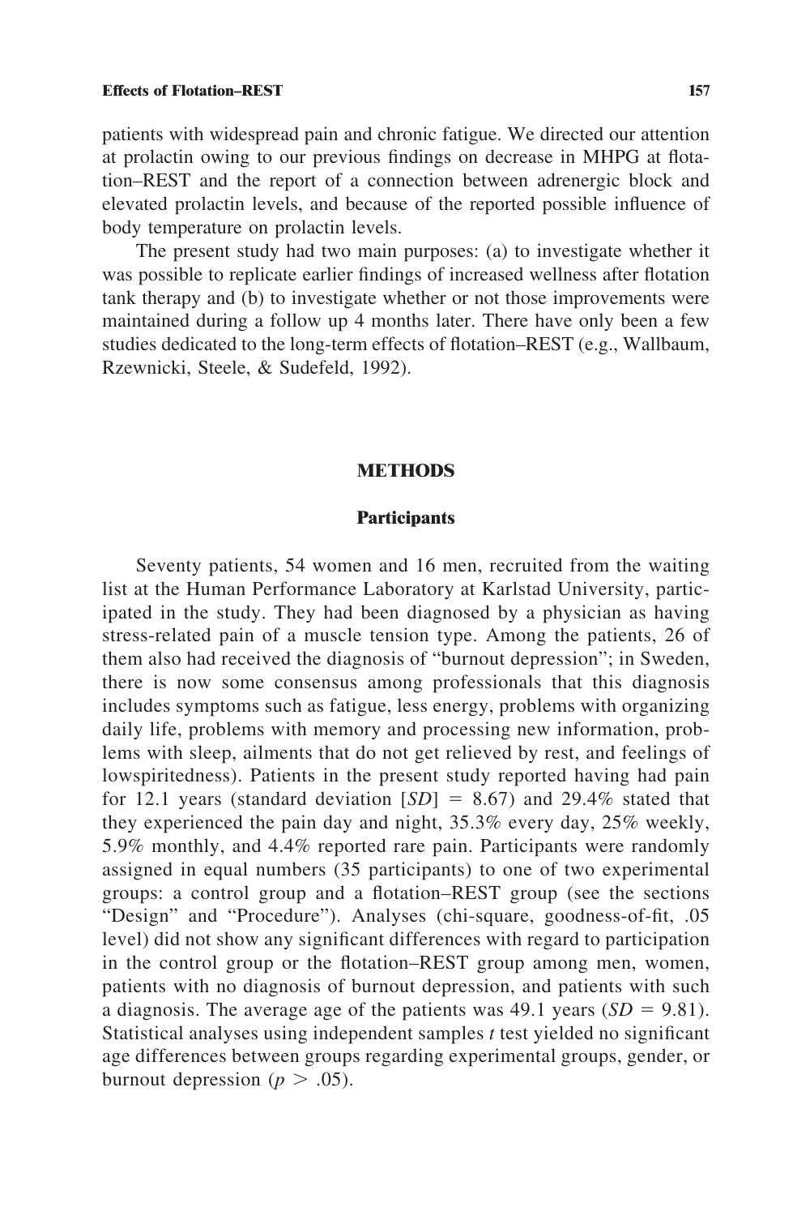patients with widespread pain and chronic fatigue. We directed our attention at prolactin owing to our previous findings on decrease in MHPG at flotation–REST and the report of a connection between adrenergic block and elevated prolactin levels, and because of the reported possible influence of body temperature on prolactin levels.

The present study had two main purposes: (a) to investigate whether it was possible to replicate earlier findings of increased wellness after flotation tank therapy and (b) to investigate whether or not those improvements were maintained during a follow up 4 months later. There have only been a few studies dedicated to the long-term effects of flotation–REST (e.g., Wallbaum, Rzewnicki, Steele, & Sudefeld, 1992).

## METHODS

### Participants

Seventy patients, 54 women and 16 men, recruited from the waiting list at the Human Performance Laboratory at Karlstad University, participated in the study. They had been diagnosed by a physician as having stress-related pain of a muscle tension type. Among the patients, 26 of them also had received the diagnosis of "burnout depression"; in Sweden, there is now some consensus among professionals that this diagnosis includes symptoms such as fatigue, less energy, problems with organizing daily life, problems with memory and processing new information, problems with sleep, ailments that do not get relieved by rest, and feelings of lowspiritedness). Patients in the present study reported having had pain for 12.1 years (standard deviation [*SD*] = 8.67) and 29.4% stated that they experienced the pain day and night, 35.3% every day, 25% weekly, 5.9% monthly, and 4.4% reported rare pain. Participants were randomly assigned in equal numbers (35 participants) to one of two experimental groups: a control group and a flotation–REST group (see the sections "Design" and "Procedure"). Analyses (chi-square, goodness-of-fit, .05 level) did not show any significant differences with regard to participation in the control group or the flotation–REST group among men, women, patients with no diagnosis of burnout depression, and patients with such a diagnosis. The average age of the patients was 49.1 years ($SD = 9.81$). Statistical analyses using independent samples *t* test yielded no significant age differences between groups regarding experimental groups, gender, or burnout depression ($p > .05$).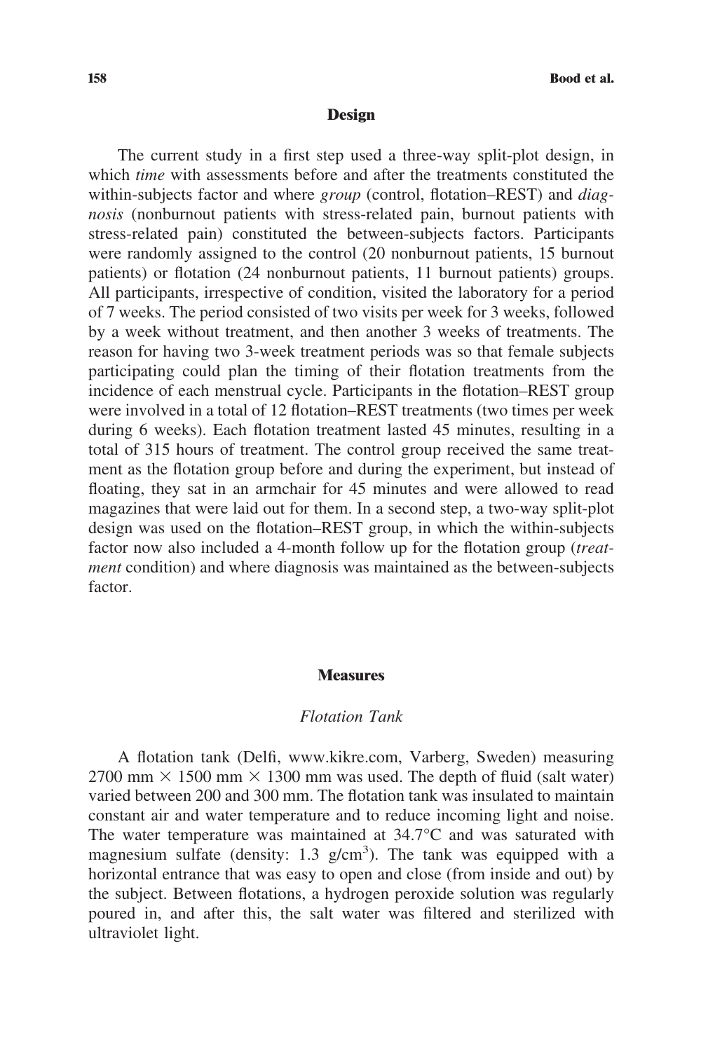## Design

The current study in a first step used a three-way split-plot design, in which *time* with assessments before and after the treatments constituted the within-subjects factor and where *group* (control, flotation–REST) and *diagnosis* (nonburnout patients with stress-related pain, burnout patients with stress-related pain) constituted the between-subjects factors. Participants were randomly assigned to the control (20 nonburnout patients, 15 burnout patients) or flotation (24 nonburnout patients, 11 burnout patients) groups. All participants, irrespective of condition, visited the laboratory for a period of 7 weeks. The period consisted of two visits per week for 3 weeks, followed by a week without treatment, and then another 3 weeks of treatments. The reason for having two 3-week treatment periods was so that female subjects participating could plan the timing of their flotation treatments from the incidence of each menstrual cycle. Participants in the flotation–REST group were involved in a total of 12 flotation–REST treatments (two times per week during 6 weeks). Each flotation treatment lasted 45 minutes, resulting in a total of 315 hours of treatment. The control group received the same treatment as the flotation group before and during the experiment, but instead of floating, they sat in an armchair for 45 minutes and were allowed to read magazines that were laid out for them. In a second step, a two-way split-plot design was used on the flotation–REST group, in which the within-subjects factor now also included a 4-month follow up for the flotation group (*treatment* condition) and where diagnosis was maintained as the between-subjects factor.

## Measures

### *Flotation Tank*

A flotation tank (Delfi, www.kikre.com, Varberg, Sweden) measuring 2700 mm $\times$ 1500 mm $\times$ 1300 mm was used. The depth of fluid (salt water) varied between 200 and 300 mm. The flotation tank was insulated to maintain constant air and water temperature and to reduce incoming light and noise. The water temperature was maintained at 34.7°C and was saturated with magnesium sulfate (density: 1.3 g/cm$^3$). The tank was equipped with a horizontal entrance that was easy to open and close (from inside and out) by the subject. Between flotations, a hydrogen peroxide solution was regularly poured in, and after this, the salt water was filtered and sterilized with ultraviolet light.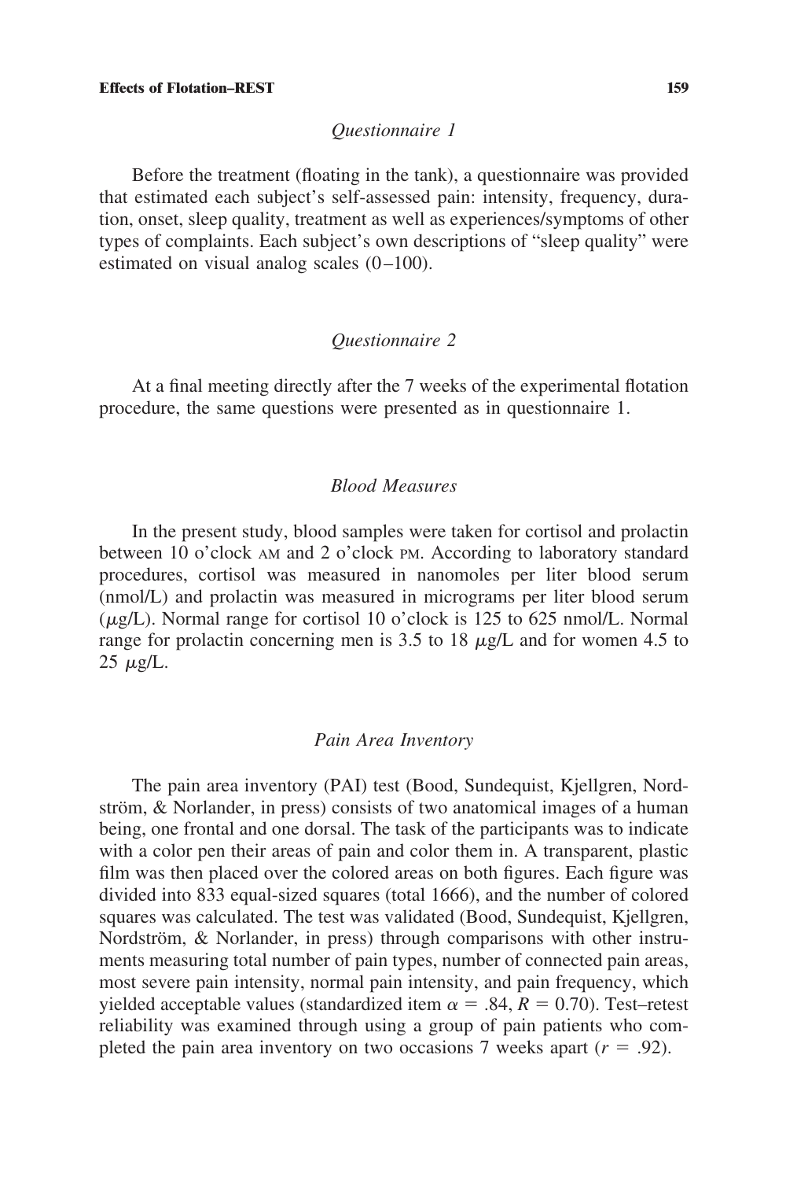### *Questionnaire 1*

Before the treatment (floating in the tank), a questionnaire was provided that estimated each subject's self-assessed pain: intensity, frequency, duration, onset, sleep quality, treatment as well as experiences/symptoms of other types of complaints. Each subject's own descriptions of "sleep quality" were estimated on visual analog scales (0–100).

### *Questionnaire 2*

At a final meeting directly after the 7 weeks of the experimental flotation procedure, the same questions were presented as in questionnaire 1.

### *Blood Measures*

In the present study, blood samples were taken for cortisol and prolactin between 10 o'clock AM and 2 o'clock PM. According to laboratory standard procedures, cortisol was measured in nanomoles per liter blood serum (nmol/L) and prolactin was measured in micrograms per liter blood serum ($\mu$g/L). Normal range for cortisol 10 o'clock is 125 to 625 nmol/L. Normal range for prolactin concerning men is 3.5 to 18 $\mu$g/L and for women 4.5 to 25 $\mu$g/L.

### *Pain Area Inventory*

The pain area inventory (PAI) test (Bood, Sundequist, Kjellgren, Nordström, & Norlander, in press) consists of two anatomical images of a human being, one frontal and one dorsal. The task of the participants was to indicate with a color pen their areas of pain and color them in. A transparent, plastic film was then placed over the colored areas on both figures. Each figure was divided into 833 equal-sized squares (total 1666), and the number of colored squares was calculated. The test was validated (Bood, Sundequist, Kjellgren, Nordström, & Norlander, in press) through comparisons with other instruments measuring total number of pain types, number of connected pain areas, most severe pain intensity, normal pain intensity, and pain frequency, which yielded acceptable values (standardized item $\alpha = .84$, $R = 0.70$). Test–retest reliability was examined through using a group of pain patients who completed the pain area inventory on two occasions 7 weeks apart ($r = .92$).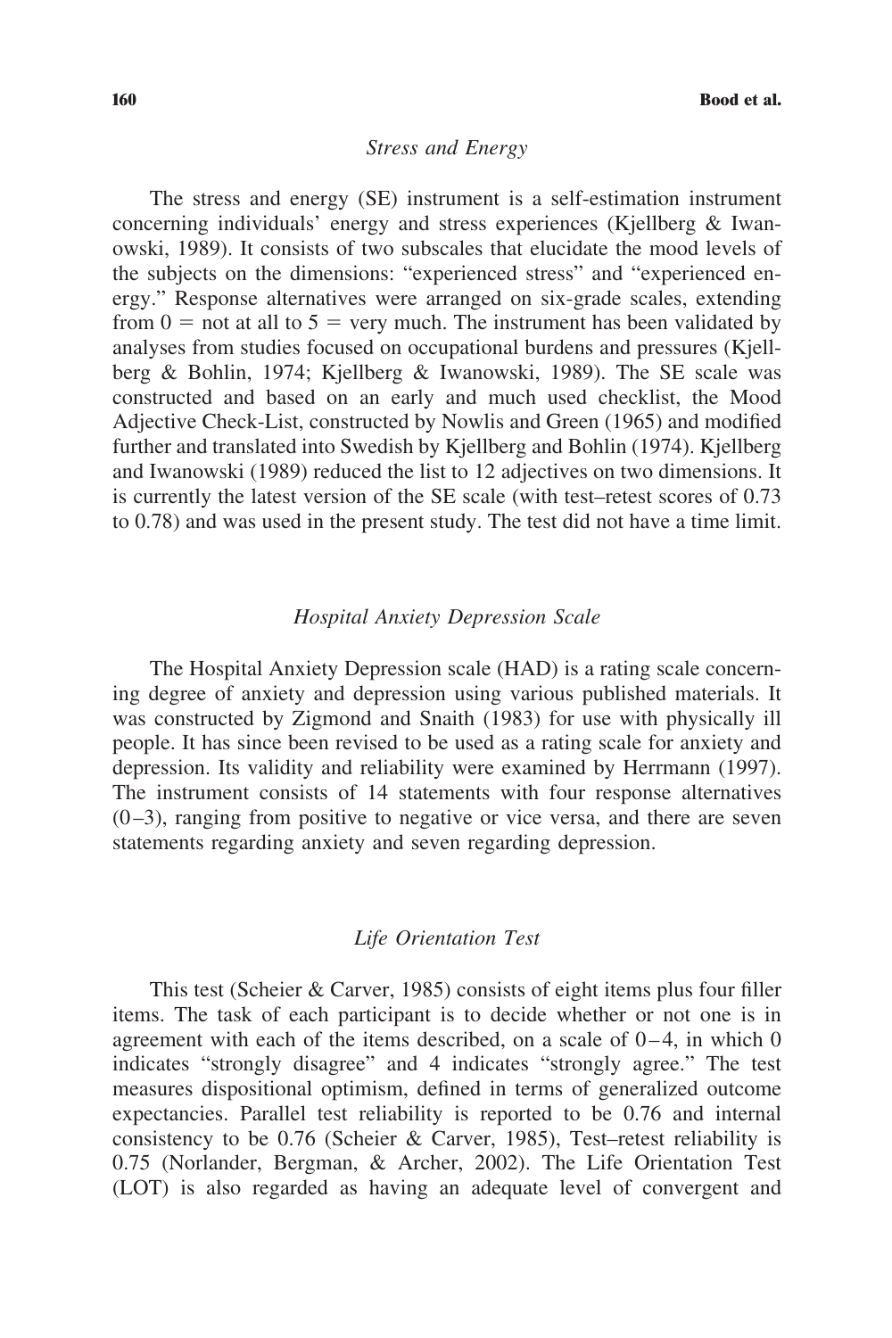### *Stress and Energy*

The stress and energy (SE) instrument is a self-estimation instrument concerning individuals' energy and stress experiences (Kjellberg & Iwanowski, 1989). It consists of two subscales that elucidate the mood levels of the subjects on the dimensions: "experienced stress" and "experienced energy." Response alternatives were arranged on six-grade scales, extending from 0 = not at all to 5 = very much. The instrument has been validated by analyses from studies focused on occupational burdens and pressures (Kjellberg & Bohlin, 1974; Kjellberg & Iwanowski, 1989). The SE scale was constructed and based on an early and much used checklist, the Mood Adjective Check-List, constructed by Nowlis and Green (1965) and modified further and translated into Swedish by Kjellberg and Bohlin (1974). Kjellberg and Iwanowski (1989) reduced the list to 12 adjectives on two dimensions. It is currently the latest version of the SE scale (with test–retest scores of 0.73 to 0.78) and was used in the present study. The test did not have a time limit.

### *Hospital Anxiety Depression Scale*

The Hospital Anxiety Depression scale (HAD) is a rating scale concerning degree of anxiety and depression using various published materials. It was constructed by Zigmond and Snaith (1983) for use with physically ill people. It has since been revised to be used as a rating scale for anxiety and depression. Its validity and reliability were examined by Herrmann (1997). The instrument consists of 14 statements with four response alternatives (0–3), ranging from positive to negative or vice versa, and there are seven statements regarding anxiety and seven regarding depression.

### *Life Orientation Test*

This test (Scheier & Carver, 1985) consists of eight items plus four filler items. The task of each participant is to decide whether or not one is in agreement with each of the items described, on a scale of 0–4, in which 0 indicates "strongly disagree" and 4 indicates "strongly agree." The test measures dispositional optimism, defined in terms of generalized outcome expectancies. Parallel test reliability is reported to be 0.76 and internal consistency to be 0.76 (Scheier & Carver, 1985), Test–retest reliability is 0.75 (Norlander, Bergman, & Archer, 2002). The Life Orientation Test (LOT) is also regarded as having an adequate level of convergent and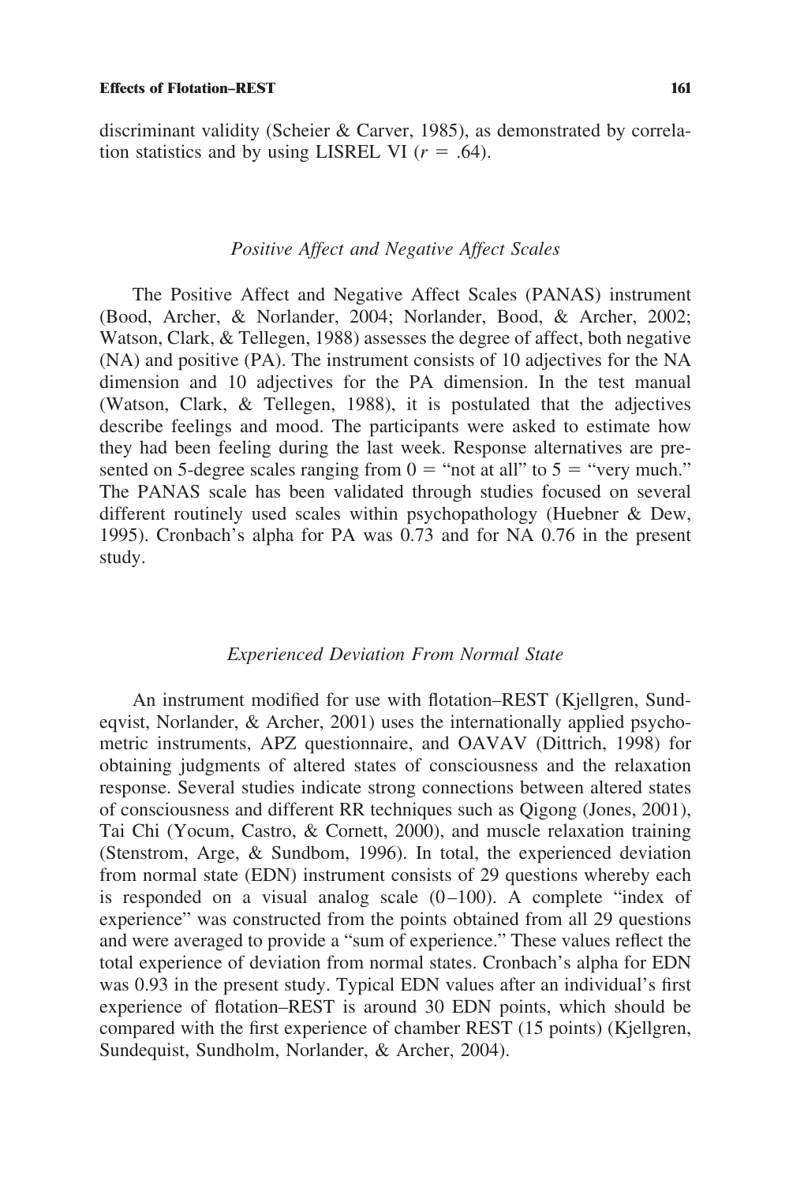discriminant validity (Scheier & Carver, 1985), as demonstrated by correlation statistics and by using LISREL VI ($r = .64$).

### *Positive Affect and Negative Affect Scales*

The Positive Affect and Negative Affect Scales (PANAS) instrument (Bood, Archer, & Norlander, 2004; Norlander, Bood, & Archer, 2002; Watson, Clark, & Tellegen, 1988) assesses the degree of affect, both negative (NA) and positive (PA). The instrument consists of 10 adjectives for the NA dimension and 10 adjectives for the PA dimension. In the test manual (Watson, Clark, & Tellegen, 1988), it is postulated that the adjectives describe feelings and mood. The participants were asked to estimate how they had been feeling during the last week. Response alternatives are presented on 5-degree scales ranging from 0 = "not at all" to 5 = "very much." The PANAS scale has been validated through studies focused on several different routinely used scales within psychopathology (Huebner & Dew, 1995). Cronbach's alpha for PA was 0.73 and for NA 0.76 in the present study.

### *Experienced Deviation From Normal State*

An instrument modified for use with flotation–REST (Kjellgren, Sundeqvist, Norlander, & Archer, 2001) uses the internationally applied psychometric instruments, APZ questionnaire, and OAVAV (Dittrich, 1998) for obtaining judgments of altered states of consciousness and the relaxation response. Several studies indicate strong connections between altered states of consciousness and different RR techniques such as Qigong (Jones, 2001), Tai Chi (Yocum, Castro, & Cornett, 2000), and muscle relaxation training (Stenstrom, Arge, & Sundbom, 1996). In total, the experienced deviation from normal state (EDN) instrument consists of 29 questions whereby each is responded on a visual analog scale (0–100). A complete "index of experience" was constructed from the points obtained from all 29 questions and were averaged to provide a "sum of experience." These values reflect the total experience of deviation from normal states. Cronbach's alpha for EDN was 0.93 in the present study. Typical EDN values after an individual's first experience of flotation–REST is around 30 EDN points, which should be compared with the first experience of chamber REST (15 points) (Kjellgren, Sundequist, Sundholm, Norlander, & Archer, 2004).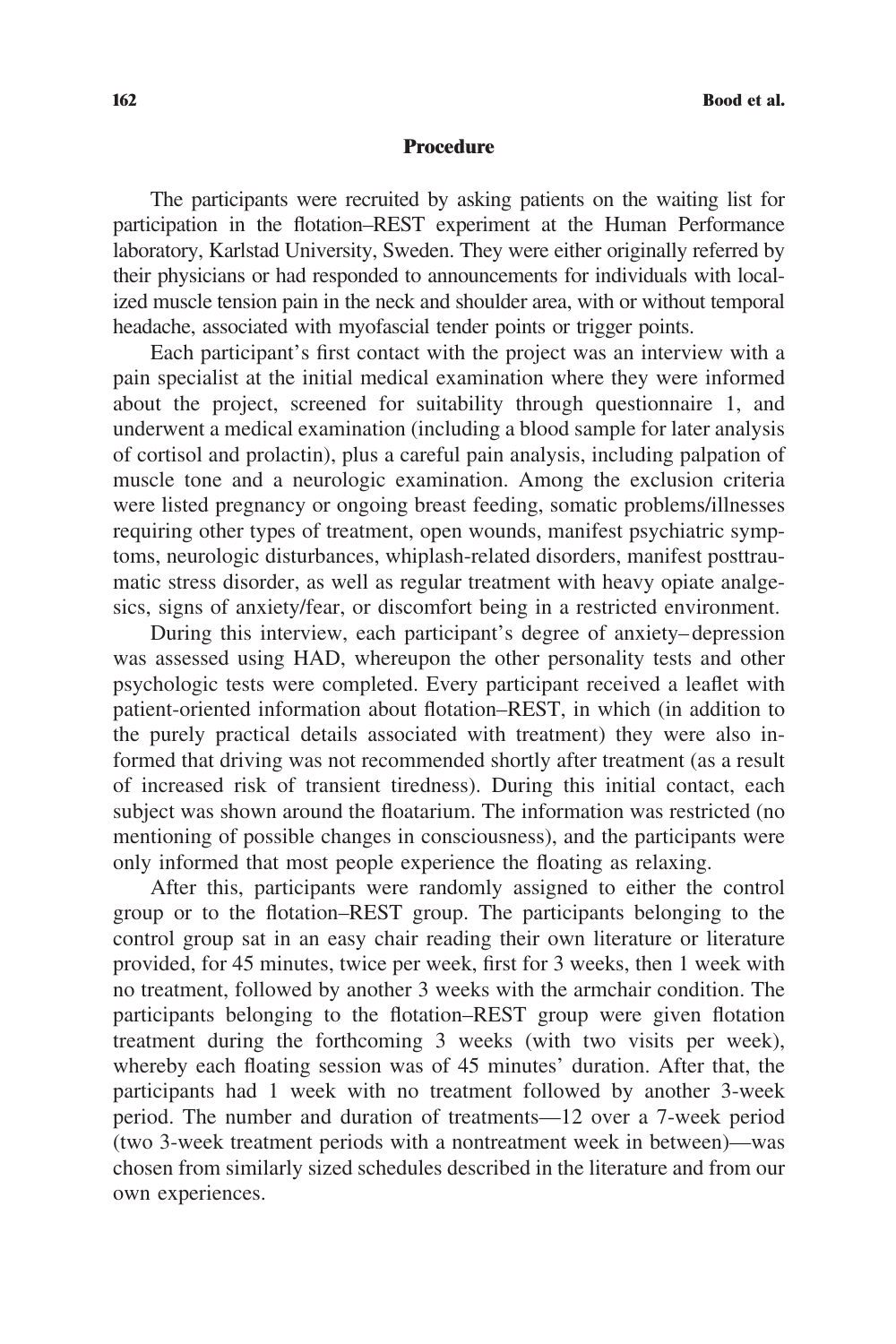## Procedure

The participants were recruited by asking patients on the waiting list for participation in the flotation–REST experiment at the Human Performance laboratory, Karlstad University, Sweden. They were either originally referred by their physicians or had responded to announcements for individuals with localized muscle tension pain in the neck and shoulder area, with or without temporal headache, associated with myofascial tender points or trigger points.

Each participant's first contact with the project was an interview with a pain specialist at the initial medical examination where they were informed about the project, screened for suitability through questionnaire 1, and underwent a medical examination (including a blood sample for later analysis of cortisol and prolactin), plus a careful pain analysis, including palpation of muscle tone and a neurologic examination. Among the exclusion criteria were listed pregnancy or ongoing breast feeding, somatic problems/illnesses requiring other types of treatment, open wounds, manifest psychiatric symptoms, neurologic disturbances, whiplash-related disorders, manifest posttraumatic stress disorder, as well as regular treatment with heavy opiate analgesics, signs of anxiety/fear, or discomfort being in a restricted environment.

During this interview, each participant's degree of anxiety–depression was assessed using HAD, whereupon the other personality tests and other psychologic tests were completed. Every participant received a leaflet with patient-oriented information about flotation–REST, in which (in addition to the purely practical details associated with treatment) they were also informed that driving was not recommended shortly after treatment (as a result of increased risk of transient tiredness). During this initial contact, each subject was shown around the floatarium. The information was restricted (no mentioning of possible changes in consciousness), and the participants were only informed that most people experience the floating as relaxing.

After this, participants were randomly assigned to either the control group or to the flotation–REST group. The participants belonging to the control group sat in an easy chair reading their own literature or literature provided, for 45 minutes, twice per week, first for 3 weeks, then 1 week with no treatment, followed by another 3 weeks with the armchair condition. The participants belonging to the flotation–REST group were given flotation treatment during the forthcoming 3 weeks (with two visits per week), whereby each floating session was of 45 minutes' duration. After that, the participants had 1 week with no treatment followed by another 3-week period. The number and duration of treatments—12 over a 7-week period (two 3-week treatment periods with a nontreatment week in between)—was chosen from similarly sized schedules described in the literature and from our own experiences.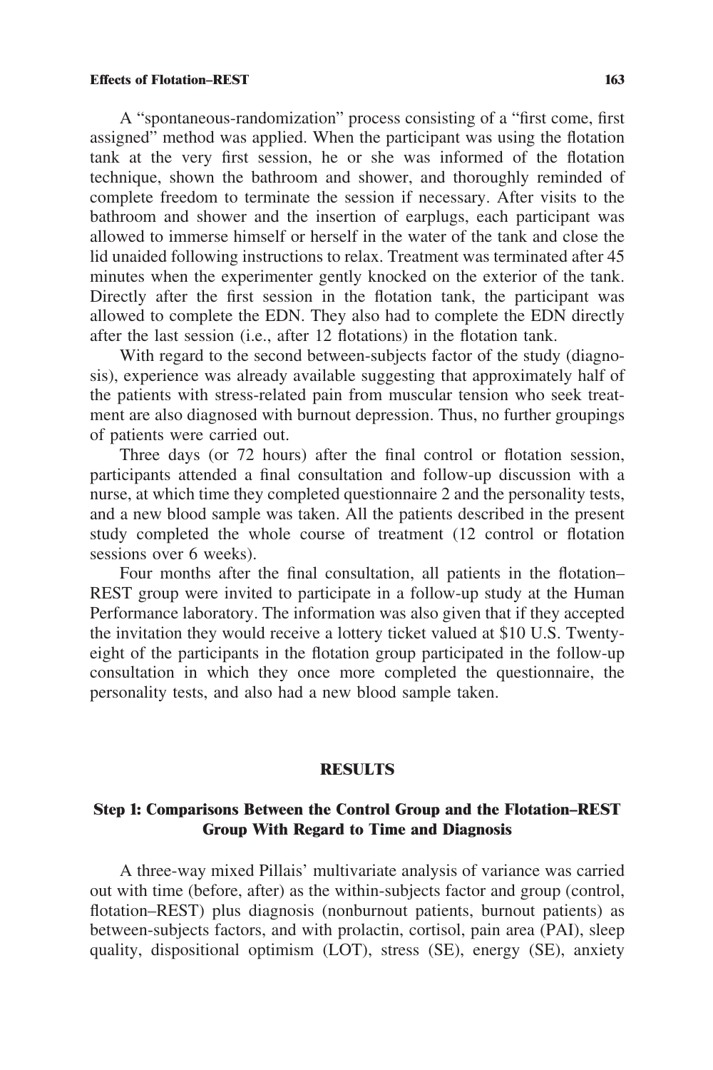A "spontaneous-randomization" process consisting of a "first come, first assigned" method was applied. When the participant was using the flotation tank at the very first session, he or she was informed of the flotation technique, shown the bathroom and shower, and thoroughly reminded of complete freedom to terminate the session if necessary. After visits to the bathroom and shower and the insertion of earplugs, each participant was allowed to immerse himself or herself in the water of the tank and close the lid unaided following instructions to relax. Treatment was terminated after 45 minutes when the experimenter gently knocked on the exterior of the tank. Directly after the first session in the flotation tank, the participant was allowed to complete the EDN. They also had to complete the EDN directly after the last session (i.e., after 12 flotations) in the flotation tank.

With regard to the second between-subjects factor of the study (diagnosis), experience was already available suggesting that approximately half of the patients with stress-related pain from muscular tension who seek treatment are also diagnosed with burnout depression. Thus, no further groupings of patients were carried out.

Three days (or 72 hours) after the final control or flotation session, participants attended a final consultation and follow-up discussion with a nurse, at which time they completed questionnaire 2 and the personality tests, and a new blood sample was taken. All the patients described in the present study completed the whole course of treatment (12 control or flotation sessions over 6 weeks).

Four months after the final consultation, all patients in the flotation–REST group were invited to participate in a follow-up study at the Human Performance laboratory. The information was also given that if they accepted the invitation they would receive a lottery ticket valued at $10 U.S. Twenty-eight of the participants in the flotation group participated in the follow-up consultation in which they once more completed the questionnaire, the personality tests, and also had a new blood sample taken.

## RESULTS

### Step 1: Comparisons Between the Control Group and the Flotation–REST Group With Regard to Time and Diagnosis

A three-way mixed Pillais' multivariate analysis of variance was carried out with time (before, after) as the within-subjects factor and group (control, flotation–REST) plus diagnosis (nonburnout patients, burnout patients) as between-subjects factors, and with prolactin, cortisol, pain area (PAI), sleep quality, dispositional optimism (LOT), stress (SE), energy (SE), anxiety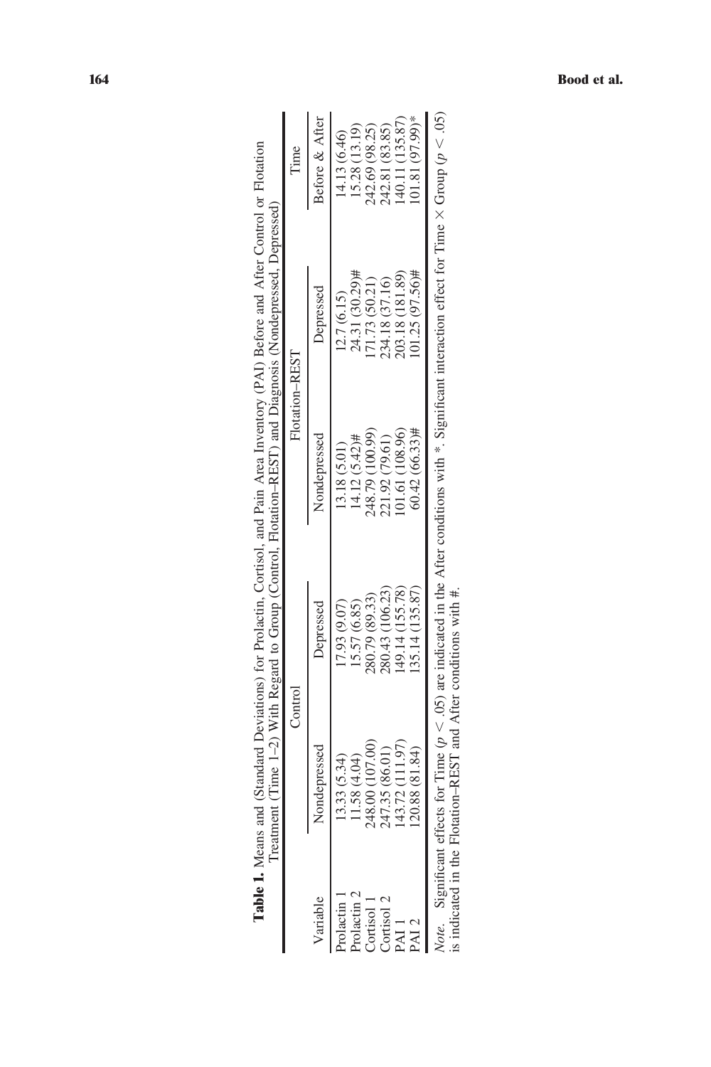**Table 1.** Means and (Standard Deviations) for Prolactin, Cortisol, and Pain Area Inventory (PAI) Before and After Control or Flotation Treatment (Time 1–2) With Regard to Group (Control, Flotation–REST) and Diagnosis (Nondepressed, Depressed)

| Variable | Control | | Flotation–REST | | Time |
|---|---|---|---|---|---|
| | Nondepressed | Depressed | Nondepressed | Depressed | Before & After |
| Prolactin 1 | 13.33 (5.34) | 17.93 (9.07) | 13.18 (5.01) | 12.7 (6.15) | 14.13 (6.46) |
| Prolactin 2 | 11.58 (4.04) | 15.57 (6.85) | 14.12 (5.42)# | 24.31 (30.29)# | 15.28 (13.19) |
| Cortisol 1 | 248.00 (107.00) | 280.79 (89.33) | 248.79 (100.99) | 171.73 (50.21) | 242.69 (98.25) |
| Cortisol 2 | 247.35 (86.01) | 280.43 (106.23) | 221.92 (79.61) | 234.18 (37.16) | 242.81 (83.85) |
| PAI 1 | 143.72 (111.97) | 149.14 (155.78) | 101.61 (108.96) | 203.18 (181.89) | 140.11 (135.87) |
| PAI 2 | 120.88 (81.84) | 135.14 (135.87) | 60.42 (66.33)# | 101.25 (97.56)# | 101.81 (97.99)* |

*Note.* Significant effects for Time ($p < .05$) are indicated in the After conditions with *. Significant interaction effect for Time × Group ($p < .05$) is indicated in the Flotation–REST and After conditions with #.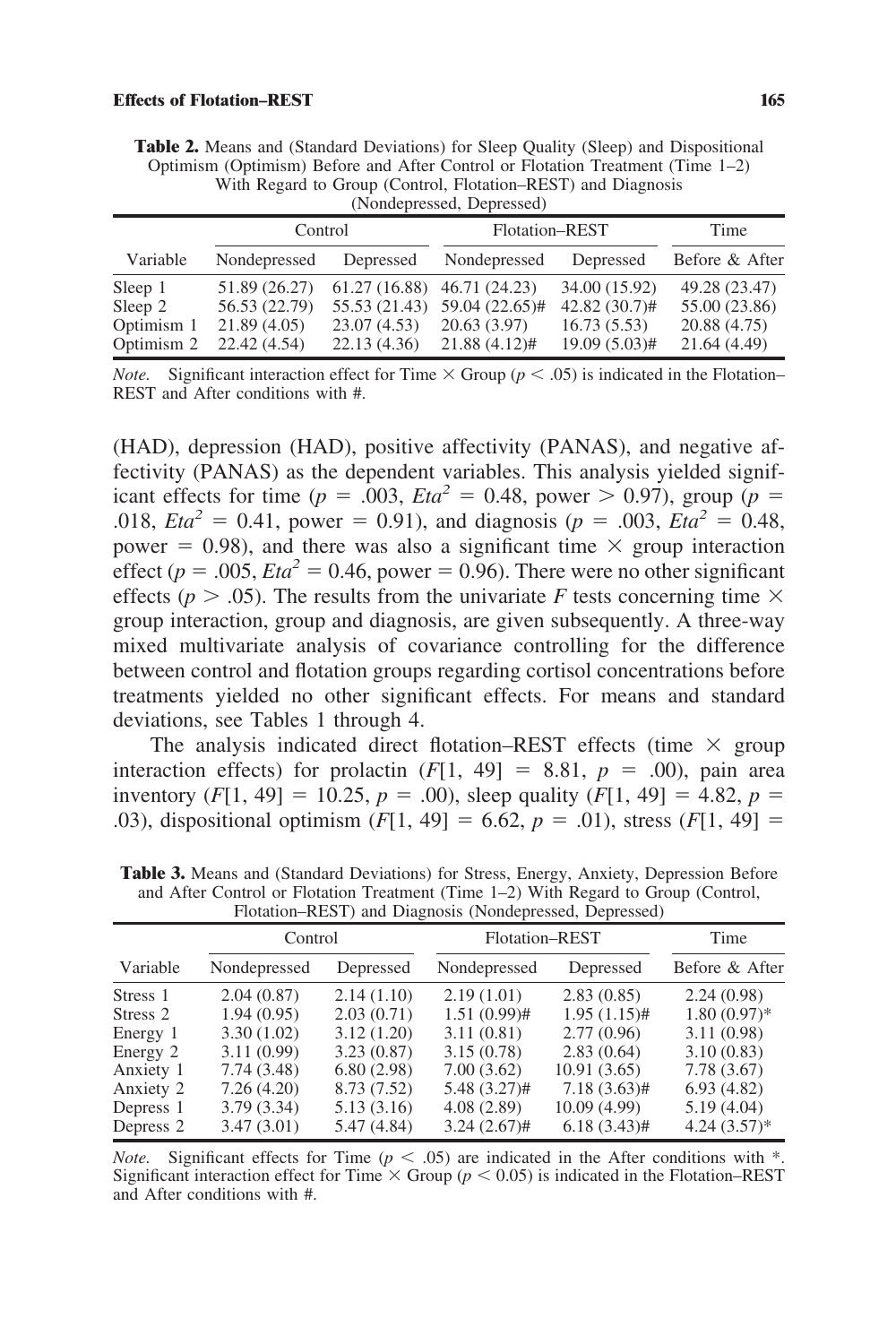**Table 2.** Means and (Standard Deviations) for Sleep Quality (Sleep) and Dispositional Optimism (Optimism) Before and After Control or Flotation Treatment (Time 1–2) With Regard to Group (Control, Flotation–REST) and Diagnosis (Nondepressed, Depressed)

| | Control | | Flotation–REST | | Time |
|---|---|---|---|---|---|
| Variable | Nondepressed | Depressed | Nondepressed | Depressed | Before & After |
| Sleep 1 | 51.89 (26.27) | 61.27 (16.88) | 46.71 (24.23) | 34.00 (15.92) | 49.28 (23.47) |
| Sleep 2 | 56.53 (22.79) | 55.53 (21.43) | 59.04 (22.65)# | 42.82 (30.7)# | 55.00 (23.86) |
| Optimism 1 | 21.89 (4.05) | 23.07 (4.53) | 20.63 (3.97) | 16.73 (5.53) | 20.88 (4.75) |
| Optimism 2 | 22.42 (4.54) | 22.13 (4.36) | 21.88 (4.12)# | 19.09 (5.03)# | 21.64 (4.49) |

*Note.* Significant interaction effect for Time × Group ($p < .05$) is indicated in the Flotation–REST and After conditions with #.

(HAD), depression (HAD), positive affectivity (PANAS), and negative affectivity (PANAS) as the dependent variables. This analysis yielded significant effects for time ($p = .003$, $Eta^2 = 0.48$, power $> 0.97$), group ($p = .018$, $Eta^2 = 0.41$, power $= 0.91$), and diagnosis ($p = .003$, $Eta^2 = 0.48$, power $= 0.98$), and there was also a significant time × group interaction effect ($p = .005$, $Eta^2 = 0.46$, power $= 0.96$). There were no other significant effects ($p > .05$). The results from the univariate $F$ tests concerning time × group interaction, group and diagnosis, are given subsequently. A three-way mixed multivariate analysis of covariance controlling for the difference between control and flotation groups regarding cortisol concentrations before treatments yielded no other significant effects. For means and standard deviations, see Tables 1 through 4.

The analysis indicated direct flotation–REST effects (time × group interaction effects) for prolactin ($F[1, 49] = 8.81$, $p = .00$), pain area inventory ($F[1, 49] = 10.25$, $p = .00$), sleep quality ($F[1, 49] = 4.82$, $p = .03$), dispositional optimism ($F[1, 49] = 6.62$, $p = .01$), stress ($F[1, 49] =$

**Table 3.** Means and (Standard Deviations) for Stress, Energy, Anxiety, Depression Before and After Control or Flotation Treatment (Time 1–2) With Regard to Group (Control, Flotation–REST) and Diagnosis (Nondepressed, Depressed)

| | Control | | Flotation–REST | | Time |
|---|---|---|---|---|---|
| Variable | Nondepressed | Depressed | Nondepressed | Depressed | Before & After |
| Stress 1 | 2.04 (0.87) | 2.14 (1.10) | 2.19 (1.01) | 2.83 (0.85) | 2.24 (0.98) |
| Stress 2 | 1.94 (0.95) | 2.03 (0.71) | 1.51 (0.99)# | 1.95 (1.15)# | 1.80 (0.97)* |
| Energy 1 | 3.30 (1.02) | 3.12 (1.20) | 3.11 (0.81) | 2.77 (0.96) | 3.11 (0.98) |
| Energy 2 | 3.11 (0.99) | 3.23 (0.87) | 3.15 (0.78) | 2.83 (0.64) | 3.10 (0.83) |
| Anxiety 1 | 7.74 (3.48) | 6.80 (2.98) | 7.00 (3.62) | 10.91 (3.65) | 7.78 (3.67) |
| Anxiety 2 | 7.26 (4.20) | 8.73 (7.52) | 5.48 (3.27)# | 7.18 (3.63)# | 6.93 (4.82) |
| Depress 1 | 3.79 (3.34) | 5.13 (3.16) | 4.08 (2.89) | 10.09 (4.99) | 5.19 (4.04) |
| Depress 2 | 3.47 (3.01) | 5.47 (4.84) | 3.24 (2.67)# | 6.18 (3.43)# | 4.24 (3.57)* |

*Note.* Significant effects for Time ($p < .05$) are indicated in the After conditions with *. Significant interaction effect for Time × Group ($p < 0.05$) is indicated in the Flotation–REST and After conditions with #.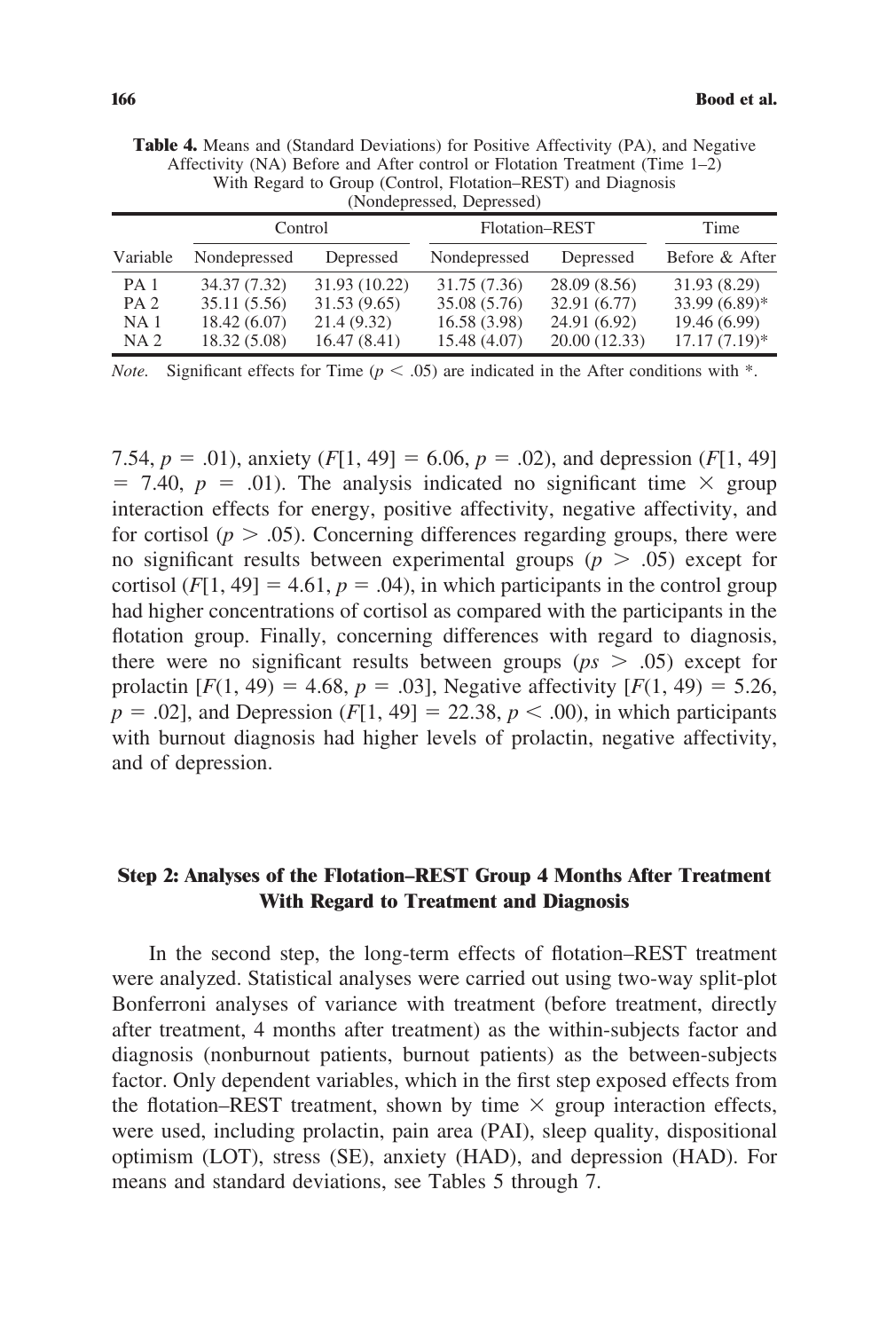**Table 4.** Means and (Standard Deviations) for Positive Affectivity (PA), and Negative Affectivity (NA) Before and After control or Flotation Treatment (Time 1–2) With Regard to Group (Control, Flotation–REST) and Diagnosis (Nondepressed, Depressed)

| | Control | | Flotation–REST | | Time |
|---|---|---|---|---|---|
| Variable | Nondepressed | Depressed | Nondepressed | Depressed | Before & After |
| PA 1 | 34.37 (7.32) | 31.93 (10.22) | 31.75 (7.36) | 28.09 (8.56) | 31.93 (8.29) |
| PA 2 | 35.11 (5.56) | 31.53 (9.65) | 35.08 (5.76) | 32.91 (6.77) | 33.99 (6.89)* |
| NA 1 | 18.42 (6.07) | 21.4 (9.32) | 16.58 (3.98) | 24.91 (6.92) | 19.46 (6.99) |
| NA 2 | 18.32 (5.08) | 16.47 (8.41) | 15.48 (4.07) | 20.00 (12.33) | 17.17 (7.19)* |

*Note.* Significant effects for Time ($p < .05$) are indicated in the After conditions with *.

7.54, $p = .01$), anxiety ($F[1, 49] = 6.06$, $p = .02$), and depression ($F[1, 49] = 7.40$, $p = .01$). The analysis indicated no significant time × group interaction effects for energy, positive affectivity, negative affectivity, and for cortisol ($p > .05$). Concerning differences regarding groups, there were no significant results between experimental groups ($p > .05$) except for cortisol ($F[1, 49] = 4.61$, $p = .04$), in which participants in the control group had higher concentrations of cortisol as compared with the participants in the flotation group. Finally, concerning differences with regard to diagnosis, there were no significant results between groups ($ps > .05$) except for prolactin [$F(1, 49) = 4.68$, $p = .03$], Negative affectivity [$F(1, 49) = 5.26$, $p = .02$], and Depression ($F[1, 49] = 22.38$, $p < .00$), in which participants with burnout diagnosis had higher levels of prolactin, negative affectivity, and of depression.

## Step 2: Analyses of the Flotation–REST Group 4 Months After Treatment With Regard to Treatment and Diagnosis

In the second step, the long-term effects of flotation–REST treatment were analyzed. Statistical analyses were carried out using two-way split-plot Bonferroni analyses of variance with treatment (before treatment, directly after treatment, 4 months after treatment) as the within-subjects factor and diagnosis (nonburnout patients, burnout patients) as the between-subjects factor. Only dependent variables, which in the first step exposed effects from the flotation–REST treatment, shown by time × group interaction effects, were used, including prolactin, pain area (PAI), sleep quality, dispositional optimism (LOT), stress (SE), anxiety (HAD), and depression (HAD). For means and standard deviations, see Tables 5 through 7.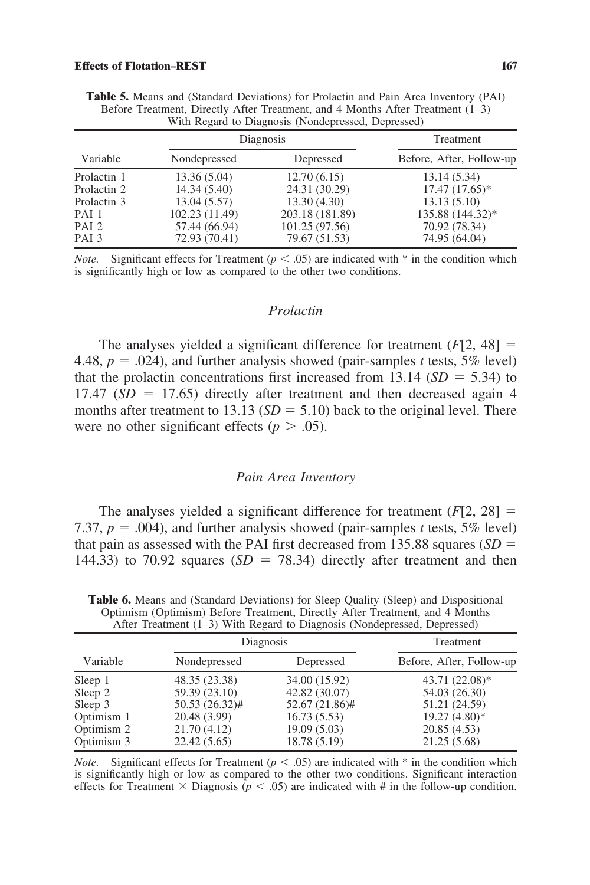**Table 5.** Means and (Standard Deviations) for Prolactin and Pain Area Inventory (PAI) Before Treatment, Directly After Treatment, and 4 Months After Treatment (1–3) With Regard to Diagnosis (Nondepressed, Depressed)

| Variable | Diagnosis | | Treatment |
|---|---|---|---|
| | Nondepressed | Depressed | Before, After, Follow-up |
| Prolactin 1 | 13.36 (5.04) | 12.70 (6.15) | 13.14 (5.34) |
| Prolactin 2 | 14.34 (5.40) | 24.31 (30.29) | 17.47 (17.65)* |
| Prolactin 3 | 13.04 (5.57) | 13.30 (4.30) | 13.13 (5.10) |
| PAI 1 | 102.23 (11.49) | 203.18 (181.89) | 135.88 (144.32)* |
| PAI 2 | 57.44 (66.94) | 101.25 (97.56) | 70.92 (78.34) |
| PAI 3 | 72.93 (70.41) | 79.67 (51.53) | 74.95 (64.04) |

*Note.* Significant effects for Treatment ($p < .05$) are indicated with * in the condition which is significantly high or low as compared to the other two conditions.

### *Prolactin*

The analyses yielded a significant difference for treatment ($F[2, 48] = 4.48$, $p = .024$), and further analysis showed (pair-samples *t* tests, 5% level) that the prolactin concentrations first increased from 13.14 ($SD = 5.34$) to 17.47 ($SD = 17.65$) directly after treatment and then decreased again 4 months after treatment to 13.13 ($SD = 5.10$) back to the original level. There were no other significant effects ($p > .05$).

### *Pain Area Inventory*

The analyses yielded a significant difference for treatment ($F[2, 28] = 7.37$, $p = .004$), and further analysis showed (pair-samples *t* tests, 5% level) that pain as assessed with the PAI first decreased from 135.88 squares ($SD = 144.33$) to 70.92 squares ($SD = 78.34$) directly after treatment and then

**Table 6.** Means and (Standard Deviations) for Sleep Quality (Sleep) and Dispositional Optimism (Optimism) Before Treatment, Directly After Treatment, and 4 Months After Treatment (1–3) With Regard to Diagnosis (Nondepressed, Depressed)

| Variable | Diagnosis | | Treatment |
|---|---|---|---|
| | Nondepressed | Depressed | Before, After, Follow-up |
| Sleep 1 | 48.35 (23.38) | 34.00 (15.92) | 43.71 (22.08)* |
| Sleep 2 | 59.39 (23.10) | 42.82 (30.07) | 54.03 (26.30) |
| Sleep 3 | 50.53 (26.32)# | 52.67 (21.86)# | 51.21 (24.59) |
| Optimism 1 | 20.48 (3.99) | 16.73 (5.53) | 19.27 (4.80)* |
| Optimism 2 | 21.70 (4.12) | 19.09 (5.03) | 20.85 (4.53) |
| Optimism 3 | 22.42 (5.65) | 18.78 (5.19) | 21.25 (5.68) |

*Note.* Significant effects for Treatment ($p < .05$) are indicated with * in the condition which is significantly high or low as compared to the other two conditions. Significant interaction effects for Treatment × Diagnosis ($p < .05$) are indicated with # in the follow-up condition.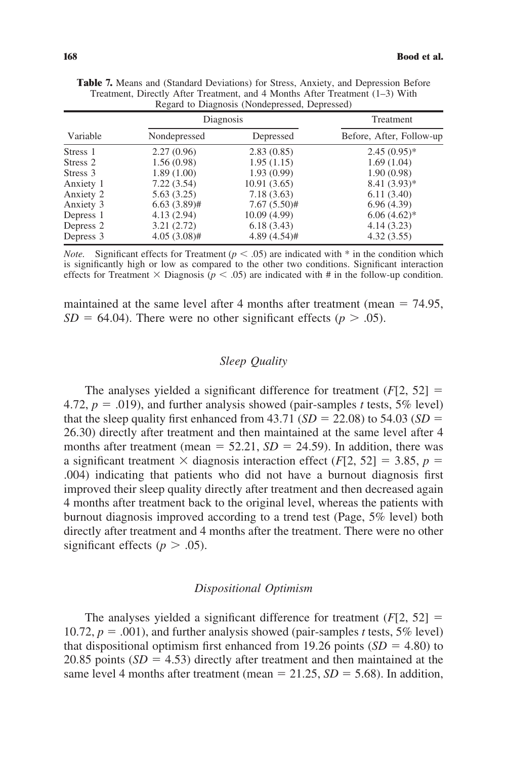**Table 7.** Means and (Standard Deviations) for Stress, Anxiety, and Depression Before Treatment, Directly After Treatment, and 4 Months After Treatment (1–3) With Regard to Diagnosis (Nondepressed, Depressed)

| Variable | Diagnosis | | Treatment |
|---|---|---|---|
| | Nondepressed | Depressed | Before, After, Follow-up |
| Stress 1 | 2.27 (0.96) | 2.83 (0.85) | 2.45 (0.95)* |
| Stress 2 | 1.56 (0.98) | 1.95 (1.15) | 1.69 (1.04) |
| Stress 3 | 1.89 (1.00) | 1.93 (0.99) | 1.90 (0.98) |
| Anxiety 1 | 7.22 (3.54) | 10.91 (3.65) | 8.41 (3.93)* |
| Anxiety 2 | 5.63 (3.25) | 7.18 (3.63) | 6.11 (3.40) |
| Anxiety 3 | 6.63 (3.89)# | 7.67 (5.50)# | 6.96 (4.39) |
| Depress 1 | 4.13 (2.94) | 10.09 (4.99) | 6.06 (4.62)* |
| Depress 2 | 3.21 (2.72) | 6.18 (3.43) | 4.14 (3.23) |
| Depress 3 | 4.05 (3.08)# | 4.89 (4.54)# | 4.32 (3.55) |

*Note.* Significant effects for Treatment ($p < .05$) are indicated with * in the condition which is significantly high or low as compared to the other two conditions. Significant interaction effects for Treatment × Diagnosis ($p < .05$) are indicated with # in the follow-up condition.

maintained at the same level after 4 months after treatment (mean = 74.95, $SD$ = 64.04). There were no other significant effects ($p > .05$).

### *Sleep Quality*

The analyses yielded a significant difference for treatment ($F[2, 52] = 4.72$, $p = .019$), and further analysis showed (pair-samples *t* tests, 5% level) that the sleep quality first enhanced from 43.71 ($SD$ = 22.08) to 54.03 ($SD$ = 26.30) directly after treatment and then maintained at the same level after 4 months after treatment (mean = 52.21, $SD$ = 24.59). In addition, there was a significant treatment × diagnosis interaction effect ($F[2, 52] = 3.85$, $p = .004$) indicating that patients who did not have a burnout diagnosis first improved their sleep quality directly after treatment and then decreased again 4 months after treatment back to the original level, whereas the patients with burnout diagnosis improved according to a trend test (Page, 5% level) both directly after treatment and 4 months after the treatment. There were no other significant effects ($p > .05$).

### *Dispositional Optimism*

The analyses yielded a significant difference for treatment ($F[2, 52] = 10.72$, $p = .001$), and further analysis showed (pair-samples *t* tests, 5% level) that dispositional optimism first enhanced from 19.26 points ($SD$ = 4.80) to 20.85 points ($SD$ = 4.53) directly after treatment and then maintained at the same level 4 months after treatment (mean = 21.25, $SD$ = 5.68). In addition,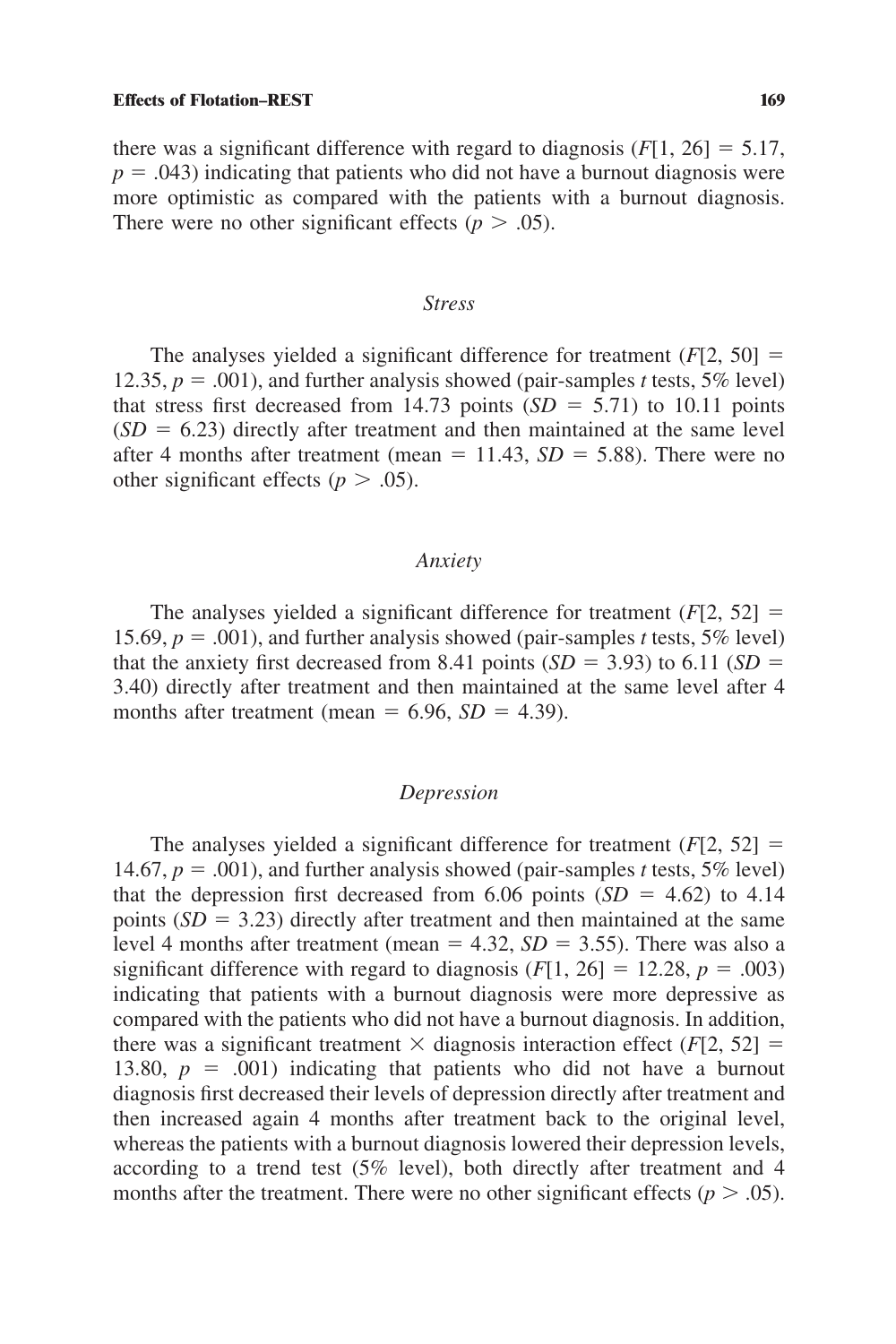there was a significant difference with regard to diagnosis ($F[1, 26] = 5.17$, $p = .043$) indicating that patients who did not have a burnout diagnosis were more optimistic as compared with the patients with a burnout diagnosis. There were no other significant effects ($p > .05$).

### *Stress*

The analyses yielded a significant difference for treatment ($F[2, 50] = 12.35$, $p = .001$), and further analysis showed (pair-samples *t* tests, 5% level) that stress first decreased from 14.73 points ($SD = 5.71$) to 10.11 points ($SD = 6.23$) directly after treatment and then maintained at the same level after 4 months after treatment (mean $= 11.43$, $SD = 5.88$). There were no other significant effects ($p > .05$).

### *Anxiety*

The analyses yielded a significant difference for treatment ($F[2, 52] = 15.69$, $p = .001$), and further analysis showed (pair-samples *t* tests, 5% level) that the anxiety first decreased from 8.41 points ($SD = 3.93$) to 6.11 ($SD = 3.40$) directly after treatment and then maintained at the same level after 4 months after treatment (mean $= 6.96$, $SD = 4.39$).

### *Depression*

The analyses yielded a significant difference for treatment ($F[2, 52] = 14.67$, $p = .001$), and further analysis showed (pair-samples *t* tests, 5% level) that the depression first decreased from 6.06 points ($SD = 4.62$) to 4.14 points ($SD = 3.23$) directly after treatment and then maintained at the same level 4 months after treatment (mean $= 4.32$, $SD = 3.55$). There was also a significant difference with regard to diagnosis ($F[1, 26] = 12.28$, $p = .003$) indicating that patients with a burnout diagnosis were more depressive as compared with the patients who did not have a burnout diagnosis. In addition, there was a significant treatment $\times$ diagnosis interaction effect ($F[2, 52] = 13.80$, $p = .001$) indicating that patients who did not have a burnout diagnosis first decreased their levels of depression directly after treatment and then increased again 4 months after treatment back to the original level, whereas the patients with a burnout diagnosis lowered their depression levels, according to a trend test (5% level), both directly after treatment and 4 months after the treatment. There were no other significant effects ($p > .05$).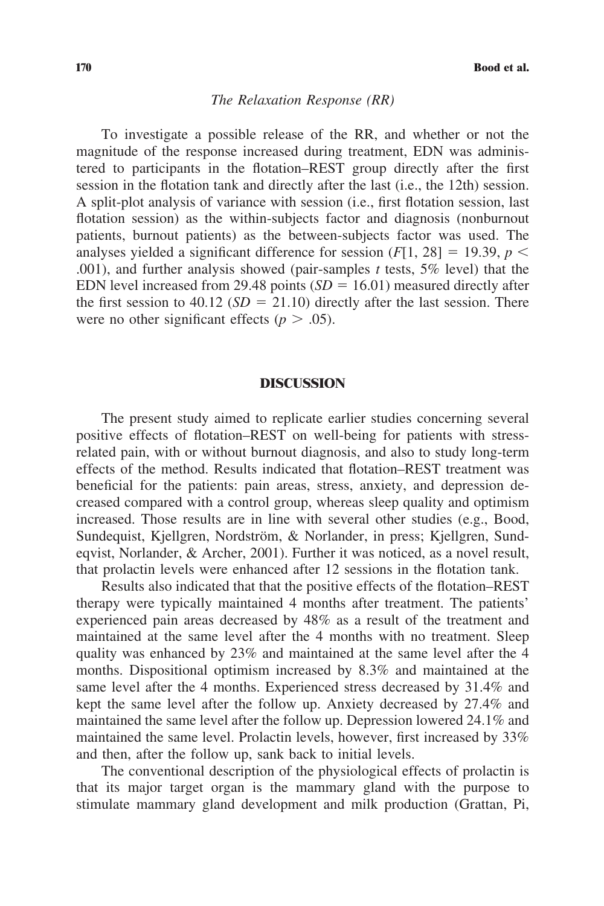### *The Relaxation Response (RR)*

To investigate a possible release of the RR, and whether or not the magnitude of the response increased during treatment, EDN was administered to participants in the flotation–REST group directly after the first session in the flotation tank and directly after the last (i.e., the 12th) session. A split-plot analysis of variance with session (i.e., first flotation session, last flotation session) as the within-subjects factor and diagnosis (nonburnout patients, burnout patients) as the between-subjects factor was used. The analyses yielded a significant difference for session ($F[1, 28] = 19.39$, $p < .001$), and further analysis showed (pair-samples *t* tests, 5% level) that the EDN level increased from 29.48 points ($SD = 16.01$) measured directly after the first session to 40.12 ($SD = 21.10$) directly after the last session. There were no other significant effects ($p > .05$).

## DISCUSSION

The present study aimed to replicate earlier studies concerning several positive effects of flotation–REST on well-being for patients with stress-related pain, with or without burnout diagnosis, and also to study long-term effects of the method. Results indicated that flotation–REST treatment was beneficial for the patients: pain areas, stress, anxiety, and depression decreased compared with a control group, whereas sleep quality and optimism increased. Those results are in line with several other studies (e.g., Bood, Sundequist, Kjellgren, Nordström, & Norlander, in press; Kjellgren, Sundeqvist, Norlander, & Archer, 2001). Further it was noticed, as a novel result, that prolactin levels were enhanced after 12 sessions in the flotation tank.

Results also indicated that that the positive effects of the flotation–REST therapy were typically maintained 4 months after treatment. The patients' experienced pain areas decreased by 48% as a result of the treatment and maintained at the same level after the 4 months with no treatment. Sleep quality was enhanced by 23% and maintained at the same level after the 4 months. Dispositional optimism increased by 8.3% and maintained at the same level after the 4 months. Experienced stress decreased by 31.4% and kept the same level after the follow up. Anxiety decreased by 27.4% and maintained the same level after the follow up. Depression lowered 24.1% and maintained the same level. Prolactin levels, however, first increased by 33% and then, after the follow up, sank back to initial levels.

The conventional description of the physiological effects of prolactin is that its major target organ is the mammary gland with the purpose to stimulate mammary gland development and milk production (Grattan, Pi,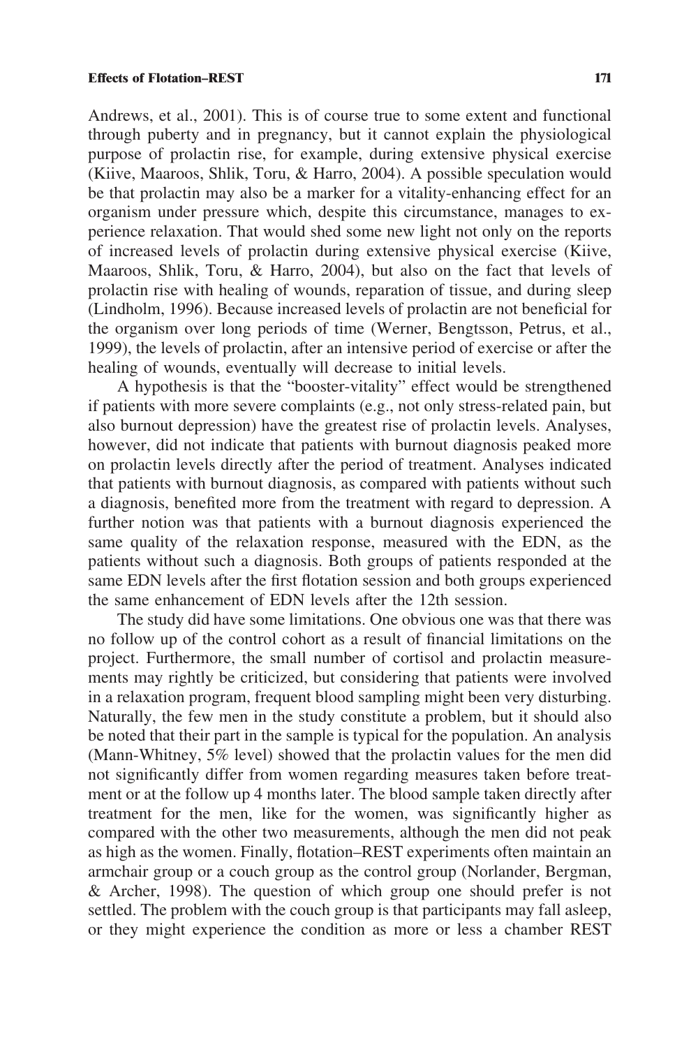Andrews, et al., 2001). This is of course true to some extent and functional through puberty and in pregnancy, but it cannot explain the physiological purpose of prolactin rise, for example, during extensive physical exercise (Kiive, Maaroos, Shlik, Toru, & Harro, 2004). A possible speculation would be that prolactin may also be a marker for a vitality-enhancing effect for an organism under pressure which, despite this circumstance, manages to experience relaxation. That would shed some new light not only on the reports of increased levels of prolactin during extensive physical exercise (Kiive, Maaroos, Shlik, Toru, & Harro, 2004), but also on the fact that levels of prolactin rise with healing of wounds, reparation of tissue, and during sleep (Lindholm, 1996). Because increased levels of prolactin are not beneficial for the organism over long periods of time (Werner, Bengtsson, Petrus, et al., 1999), the levels of prolactin, after an intensive period of exercise or after the healing of wounds, eventually will decrease to initial levels.

A hypothesis is that the "booster-vitality" effect would be strengthened if patients with more severe complaints (e.g., not only stress-related pain, but also burnout depression) have the greatest rise of prolactin levels. Analyses, however, did not indicate that patients with burnout diagnosis peaked more on prolactin levels directly after the period of treatment. Analyses indicated that patients with burnout diagnosis, as compared with patients without such a diagnosis, benefited more from the treatment with regard to depression. A further notion was that patients with a burnout diagnosis experienced the same quality of the relaxation response, measured with the EDN, as the patients without such a diagnosis. Both groups of patients responded at the same EDN levels after the first flotation session and both groups experienced the same enhancement of EDN levels after the 12th session.

The study did have some limitations. One obvious one was that there was no follow up of the control cohort as a result of financial limitations on the project. Furthermore, the small number of cortisol and prolactin measurements may rightly be criticized, but considering that patients were involved in a relaxation program, frequent blood sampling might been very disturbing. Naturally, the few men in the study constitute a problem, but it should also be noted that their part in the sample is typical for the population. An analysis (Mann-Whitney, 5% level) showed that the prolactin values for the men did not significantly differ from women regarding measures taken before treatment or at the follow up 4 months later. The blood sample taken directly after treatment for the men, like for the women, was significantly higher as compared with the other two measurements, although the men did not peak as high as the women. Finally, flotation–REST experiments often maintain an armchair group or a couch group as the control group (Norlander, Bergman, & Archer, 1998). The question of which group one should prefer is not settled. The problem with the couch group is that participants may fall asleep, or they might experience the condition as more or less a chamber REST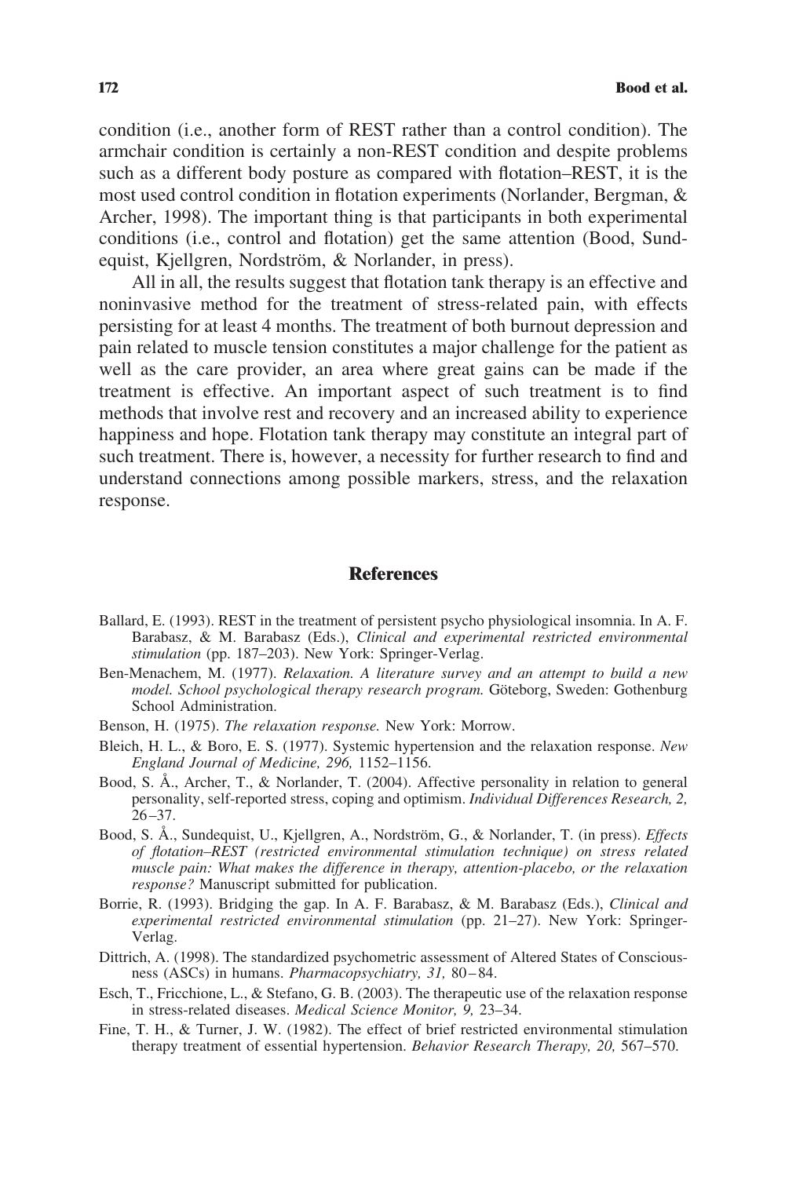condition (i.e., another form of REST rather than a control condition). The armchair condition is certainly a non-REST condition and despite problems such as a different body posture as compared with flotation–REST, it is the most used control condition in flotation experiments (Norlander, Bergman, & Archer, 1998). The important thing is that participants in both experimental conditions (i.e., control and flotation) get the same attention (Bood, Sundequist, Kjellgren, Nordström, & Norlander, in press).

All in all, the results suggest that flotation tank therapy is an effective and noninvasive method for the treatment of stress-related pain, with effects persisting for at least 4 months. The treatment of both burnout depression and pain related to muscle tension constitutes a major challenge for the patient as well as the care provider, an area where great gains can be made if the treatment is effective. An important aspect of such treatment is to find methods that involve rest and recovery and an increased ability to experience happiness and hope. Flotation tank therapy may constitute an integral part of such treatment. There is, however, a necessity for further research to find and understand connections among possible markers, stress, and the relaxation response.

## References

Ballard, E. (1993). REST in the treatment of persistent psycho physiological insomnia. In A. F. Barabasz, & M. Barabasz (Eds.), *Clinical and experimental restricted environmental stimulation* (pp. 187–203). New York: Springer-Verlag.

Ben-Menachem, M. (1977). *Relaxation. A literature survey and an attempt to build a new model. School psychological therapy research program.* Göteborg, Sweden: Gothenburg School Administration.

Benson, H. (1975). *The relaxation response.* New York: Morrow.

Bleich, H. L., & Boro, E. S. (1977). Systemic hypertension and the relaxation response. *New England Journal of Medicine, 296,* 1152–1156.

Bood, S. Å., Archer, T., & Norlander, T. (2004). Affective personality in relation to general personality, self-reported stress, coping and optimism. *Individual Differences Research, 2,* 26–37.

Bood, S. Å., Sundequist, U., Kjellgren, A., Nordström, G., & Norlander, T. (in press). *Effects of flotation–REST (restricted environmental stimulation technique) on stress related muscle pain: What makes the difference in therapy, attention-placebo, or the relaxation response?* Manuscript submitted for publication.

Borrie, R. (1993). Bridging the gap. In A. F. Barabasz, & M. Barabasz (Eds.), *Clinical and experimental restricted environmental stimulation* (pp. 21–27). New York: Springer-Verlag.

Dittrich, A. (1998). The standardized psychometric assessment of Altered States of Consciousness (ASCs) in humans. *Pharmacopsychiatry, 31,* 80–84.

Esch, T., Fricchione, L., & Stefano, G. B. (2003). The therapeutic use of the relaxation response in stress-related diseases. *Medical Science Monitor, 9,* 23–34.

Fine, T. H., & Turner, J. W. (1982). The effect of brief restricted environmental stimulation therapy treatment of essential hypertension. *Behavior Research Therapy, 20,* 567–570.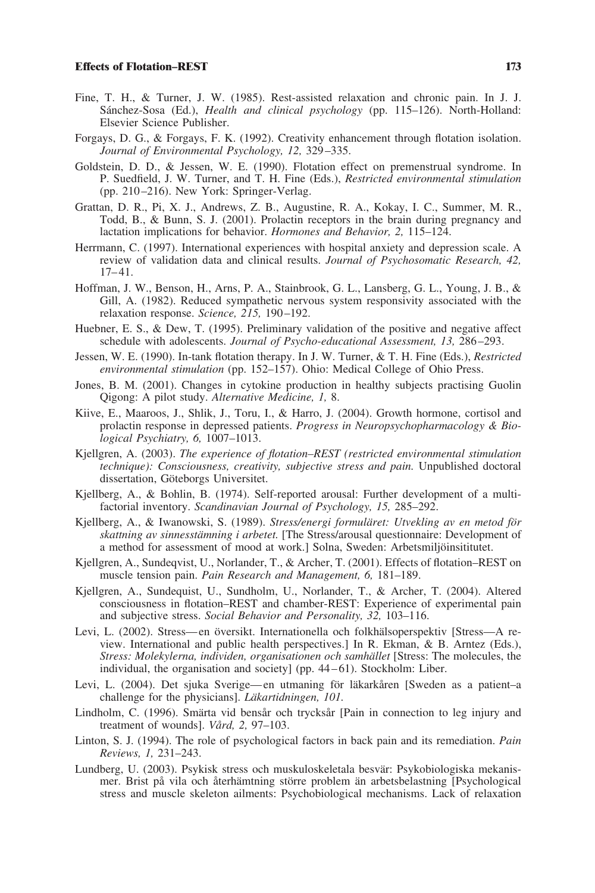Fine, T. H., & Turner, J. W. (1985). Rest-assisted relaxation and chronic pain. In J. J. Sánchez-Sosa (Ed.), *Health and clinical psychology* (pp. 115–126). North-Holland: Elsevier Science Publisher.

Forgays, D. G., & Forgays, F. K. (1992). Creativity enhancement through flotation isolation. *Journal of Environmental Psychology, 12,* 329–335.

Goldstein, D. D., & Jessen, W. E. (1990). Flotation effect on premenstrual syndrome. In P. Suedfield, J. W. Turner, and T. H. Fine (Eds.), *Restricted environmental stimulation* (pp. 210–216). New York: Springer-Verlag.

Grattan, D. R., Pi, X. J., Andrews, Z. B., Augustine, R. A., Kokay, I. C., Summer, M. R., Todd, B., & Bunn, S. J. (2001). Prolactin receptors in the brain during pregnancy and lactation implications for behavior. *Hormones and Behavior, 2,* 115–124.

Herrmann, C. (1997). International experiences with hospital anxiety and depression scale. A review of validation data and clinical results. *Journal of Psychosomatic Research, 42,* 17–41.

Hoffman, J. W., Benson, H., Arns, P. A., Stainbrook, G. L., Lansberg, G. L., Young, J. B., & Gill, A. (1982). Reduced sympathetic nervous system responsivity associated with the relaxation response. *Science, 215,* 190–192.

Huebner, E. S., & Dew, T. (1995). Preliminary validation of the positive and negative affect schedule with adolescents. *Journal of Psycho-educational Assessment, 13,* 286–293.

Jessen, W. E. (1990). In-tank flotation therapy. In J. W. Turner, & T. H. Fine (Eds.), *Restricted environmental stimulation* (pp. 152–157). Ohio: Medical College of Ohio Press.

Jones, B. M. (2001). Changes in cytokine production in healthy subjects practising Guolin Qigong: A pilot study. *Alternative Medicine, 1,* 8.

Kiive, E., Maaroos, J., Shlik, J., Toru, I., & Harro, J. (2004). Growth hormone, cortisol and prolactin response in depressed patients. *Progress in Neuropsychopharmacology & Biological Psychiatry, 6,* 1007–1013.

Kjellgren, A. (2003). *The experience of flotation–REST (restricted environmental stimulation technique): Consciousness, creativity, subjective stress and pain.* Unpublished doctoral dissertation, Göteborgs Universitet.

Kjellberg, A., & Bohlin, B. (1974). Self-reported arousal: Further development of a multifactorial inventory. *Scandinavian Journal of Psychology, 15,* 285–292.

Kjellberg, A., & Iwanowski, S. (1989). *Stress/energi formuläret: Utvekling av en metod för skattning av sinnesstämning i arbetet.* [The Stress/arousal questionnaire: Development of a method for assessment of mood at work.] Solna, Sweden: Arbetsmiljöinsititutet.

Kjellgren, A., Sundeqvist, U., Norlander, T., & Archer, T. (2001). Effects of flotation–REST on muscle tension pain. *Pain Research and Management, 6,* 181–189.

Kjellgren, A., Sundequist, U., Sundholm, U., Norlander, T., & Archer, T. (2004). Altered consciousness in flotation–REST and chamber-REST: Experience of experimental pain and subjective stress. *Social Behavior and Personality, 32,* 103–116.

Levi, L. (2002). Stress—en översikt. Internationella och folkhälsoperspektiv [Stress—A review. International and public health perspectives.] In R. Ekman, & B. Arntez (Eds.), *Stress: Molekylerna, individen, organisationen och samhället* [Stress: The molecules, the individual, the organisation and society] (pp. 44–61). Stockholm: Liber.

Levi, L. (2004). Det sjuka Sverige—en utmaning för läkarkåren [Sweden as a patient–a challenge for the physicians]. *Läkartidningen, 101.*

Lindholm, C. (1996). Smärta vid bensår och trycksår [Pain in connection to leg injury and treatment of wounds]. *Vård, 2,* 97–103.

Linton, S. J. (1994). The role of psychological factors in back pain and its remediation. *Pain Reviews, 1,* 231–243.

Lundberg, U. (2003). Psykisk stress och muskuloskeletala besvär: Psykobiologiska mekanismer. Brist på vila och återhämtning större problem än arbetsbelastning [Psychological stress and muscle skeleton ailments: Psychobiological mechanisms. Lack of relaxation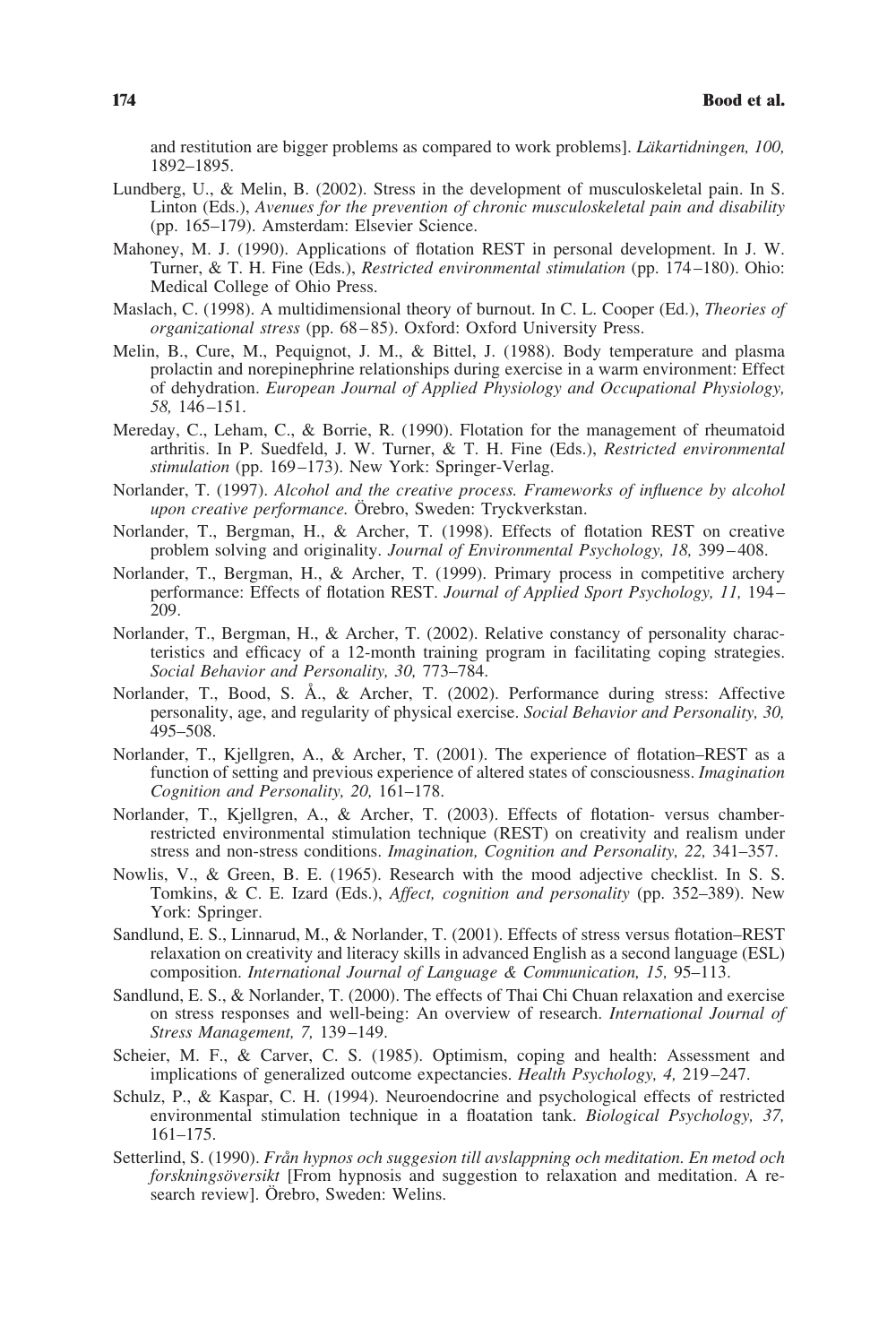and restitution are bigger problems as compared to work problems]. *Läkartidningen, 100,* 1892–1895.

Lundberg, U., & Melin, B. (2002). Stress in the development of musculoskeletal pain. In S. Linton (Eds.), *Avenues for the prevention of chronic musculoskeletal pain and disability* (pp. 165–179). Amsterdam: Elsevier Science.

Mahoney, M. J. (1990). Applications of flotation REST in personal development. In J. W. Turner, & T. H. Fine (Eds.), *Restricted environmental stimulation* (pp. 174–180). Ohio: Medical College of Ohio Press.

Maslach, C. (1998). A multidimensional theory of burnout. In C. L. Cooper (Ed.), *Theories of organizational stress* (pp. 68–85). Oxford: Oxford University Press.

Melin, B., Cure, M., Pequignot, J. M., & Bittel, J. (1988). Body temperature and plasma prolactin and norepinephrine relationships during exercise in a warm environment: Effect of dehydration. *European Journal of Applied Physiology and Occupational Physiology, 58,* 146–151.

Mereday, C., Leham, C., & Borrie, R. (1990). Flotation for the management of rheumatoid arthritis. In P. Suedfeld, J. W. Turner, & T. H. Fine (Eds.), *Restricted environmental stimulation* (pp. 169–173). New York: Springer-Verlag.

Norlander, T. (1997). *Alcohol and the creative process. Frameworks of influence by alcohol upon creative performance.* Örebro, Sweden: Tryckverkstan.

Norlander, T., Bergman, H., & Archer, T. (1998). Effects of flotation REST on creative problem solving and originality. *Journal of Environmental Psychology, 18,* 399–408.

Norlander, T., Bergman, H., & Archer, T. (1999). Primary process in competitive archery performance: Effects of flotation REST. *Journal of Applied Sport Psychology, 11,* 194–209.

Norlander, T., Bergman, H., & Archer, T. (2002). Relative constancy of personality characteristics and efficacy of a 12-month training program in facilitating coping strategies. *Social Behavior and Personality, 30,* 773–784.

Norlander, T., Bood, S. Å., & Archer, T. (2002). Performance during stress: Affective personality, age, and regularity of physical exercise. *Social Behavior and Personality, 30,* 495–508.

Norlander, T., Kjellgren, A., & Archer, T. (2001). The experience of flotation–REST as a function of setting and previous experience of altered states of consciousness. *Imagination Cognition and Personality, 20,* 161–178.

Norlander, T., Kjellgren, A., & Archer, T. (2003). Effects of flotation- versus chamber-restricted environmental stimulation technique (REST) on creativity and realism under stress and non-stress conditions. *Imagination, Cognition and Personality, 22,* 341–357.

Nowlis, V., & Green, B. E. (1965). Research with the mood adjective checklist. In S. S. Tomkins, & C. E. Izard (Eds.), *Affect, cognition and personality* (pp. 352–389). New York: Springer.

Sandlund, E. S., Linnarud, M., & Norlander, T. (2001). Effects of stress versus flotation–REST relaxation on creativity and literacy skills in advanced English as a second language (ESL) composition. *International Journal of Language & Communication, 15,* 95–113.

Sandlund, E. S., & Norlander, T. (2000). The effects of Thai Chi Chuan relaxation and exercise on stress responses and well-being: An overview of research. *International Journal of Stress Management, 7,* 139–149.

Scheier, M. F., & Carver, C. S. (1985). Optimism, coping and health: Assessment and implications of generalized outcome expectancies. *Health Psychology, 4,* 219–247.

Schulz, P., & Kaspar, C. H. (1994). Neuroendocrine and psychological effects of restricted environmental stimulation technique in a floatation tank. *Biological Psychology, 37,* 161–175.

Setterlind, S. (1990). *Från hypnos och suggesion till avslappning och meditation. En metod och forskningsöversikt* [From hypnosis and suggestion to relaxation and meditation. A research review]. Örebro, Sweden: Welins.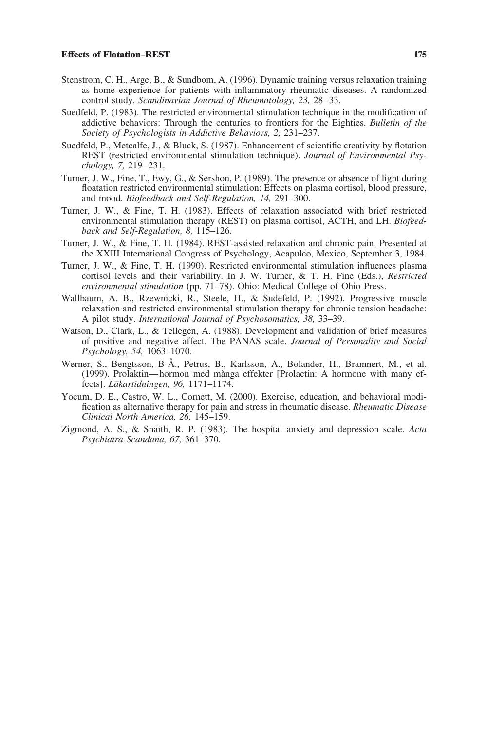Stenstrom, C. H., Arge, B., & Sundbom, A. (1996). Dynamic training versus relaxation training as home experience for patients with inflammatory rheumatic diseases. A randomized control study. *Scandinavian Journal of Rheumatology, 23,* 28–33.

Suedfeld, P. (1983). The restricted environmental stimulation technique in the modification of addictive behaviors: Through the centuries to frontiers for the Eighties. *Bulletin of the Society of Psychologists in Addictive Behaviors, 2,* 231–237.

Suedfeld, P., Metcalfe, J., & Bluck, S. (1987). Enhancement of scientific creativity by flotation REST (restricted environmental stimulation technique). *Journal of Environmental Psychology, 7,* 219–231.

Turner, J. W., Fine, T., Ewy, G., & Sershon, P. (1989). The presence or absence of light during floatation restricted environmental stimulation: Effects on plasma cortisol, blood pressure, and mood. *Biofeedback and Self-Regulation, 14,* 291–300.

Turner, J. W., & Fine, T. H. (1983). Effects of relaxation associated with brief restricted environmental stimulation therapy (REST) on plasma cortisol, ACTH, and LH. *Biofeedback and Self-Regulation, 8,* 115–126.

Turner, J. W., & Fine, T. H. (1984). REST-assisted relaxation and chronic pain, Presented at the XXIII International Congress of Psychology, Acapulco, Mexico, September 3, 1984.

Turner, J. W., & Fine, T. H. (1990). Restricted environmental stimulation influences plasma cortisol levels and their variability. In J. W. Turner, & T. H. Fine (Eds.), *Restricted environmental stimulation* (pp. 71–78). Ohio: Medical College of Ohio Press.

Wallbaum, A. B., Rzewnicki, R., Steele, H., & Sudefeld, P. (1992). Progressive muscle relaxation and restricted environmental stimulation therapy for chronic tension headache: A pilot study. *International Journal of Psychosomatics, 38,* 33–39.

Watson, D., Clark, L., & Tellegen, A. (1988). Development and validation of brief measures of positive and negative affect. The PANAS scale. *Journal of Personality and Social Psychology, 54,* 1063–1070.

Werner, S., Bengtsson, B-Å., Petrus, B., Karlsson, A., Bolander, H., Bramnert, M., et al. (1999). Prolaktin—hormon med många effekter [Prolactin: A hormone with many effects]. *Läkartidningen, 96,* 1171–1174.

Yocum, D. E., Castro, W. L., Cornett, M. (2000). Exercise, education, and behavioral modification as alternative therapy for pain and stress in rheumatic disease. *Rheumatic Disease Clinical North America, 26,* 145–159.

Zigmond, A. S., & Snaith, R. P. (1983). The hospital anxiety and depression scale. *Acta Psychiatra Scandana, 67,* 361–370.